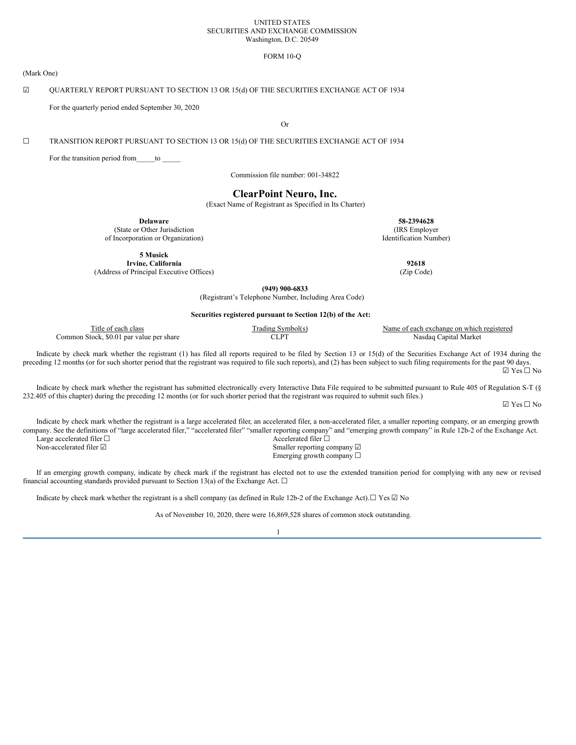UNITED STATES
SECURITIES AND EXCHANGE COMMISSION
Washington, D.C. 20549

FORM 10-Q

(Mark One)

☑ QUARTERLY REPORT PURSUANT TO SECTION 13 OR 15(d) OF THE SECURITIES EXCHANGE ACT OF 1934

For the quarterly period ended September 30, 2020

Or

☐ TRANSITION REPORT PURSUANT TO SECTION 13 OR 15(d) OF THE SECURITIES EXCHANGE ACT OF 1934

For the transition period from_____to _____

Commission file number: 001-34822

# ClearPoint Neuro, Inc.

(Exact Name of Registrant as Specified in Its Charter)

| **Delaware** | **58-2394628** |
|---|---|
| (State or Other Jurisdiction of Incorporation or Organization) | (IRS Employer Identification Number) |

| **5 Musick Irvine, California** | **92618** |
|---|---|
| (Address of Principal Executive Offices) | (Zip Code) |

**(949) 900-6833**
(Registrant's Telephone Number, Including Area Code)

**Securities registered pursuant to Section 12(b) of the Act:**

| Title of each class | Trading Symbol(s) | Name of each exchange on which registered |
|---|---|---|
| Common Stock, $0.01 par value per share | CLPT | Nasdaq Capital Market |

Indicate by check mark whether the registrant (1) has filed all reports required to be filed by Section 13 or 15(d) of the Securities Exchange Act of 1934 during the preceding 12 months (or for such shorter period that the registrant was required to file such reports), and (2) has been subject to such filing requirements for the past 90 days. ☑ Yes ☐ No

Indicate by check mark whether the registrant has submitted electronically every Interactive Data File required to be submitted pursuant to Rule 405 of Regulation S-T (§ 232.405 of this chapter) during the preceding 12 months (or for such shorter period that the registrant was required to submit such files.) ☑ Yes ☐ No

Indicate by check mark whether the registrant is a large accelerated filer, an accelerated filer, a non-accelerated filer, a smaller reporting company, or an emerging growth company. See the definitions of "large accelerated filer," "accelerated filer" "smaller reporting company" and "emerging growth company" in Rule 12b-2 of the Exchange Act.

| | |
|---|---|
| Large accelerated filer ☐ | Accelerated filer ☐ |
| Non-accelerated filer ☑ | Smaller reporting company ☑ |
| | Emerging growth company ☐ |

If an emerging growth company, indicate by check mark if the registrant has elected not to use the extended transition period for complying with any new or revised financial accounting standards provided pursuant to Section 13(a) of the Exchange Act. ☐

Indicate by check mark whether the registrant is a shell company (as defined in Rule 12b-2 of the Exchange Act). ☐ Yes ☑ No

As of November 10, 2020, there were 16,869,528 shares of common stock outstanding.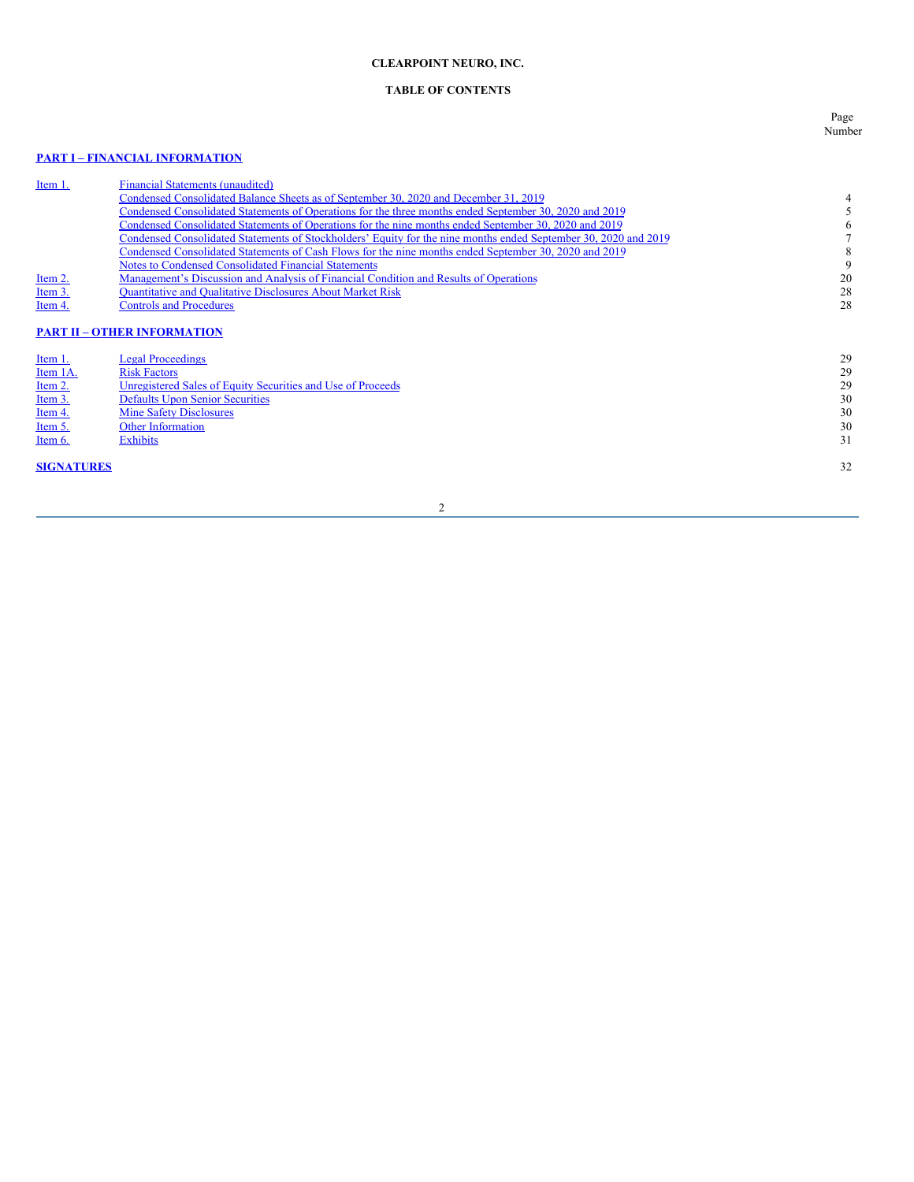**CLEARPOINT NEURO, INC.**

**TABLE OF CONTENTS**

| | | Page Number |
|---|---|---|
| **PART I – FINANCIAL INFORMATION** | | |
| Item 1. | Financial Statements (unaudited) | |
| | Condensed Consolidated Balance Sheets as of September 30, 2020 and December 31, 2019 | 4 |
| | Condensed Consolidated Statements of Operations for the three months ended September 30, 2020 and 2019 | 5 |
| | Condensed Consolidated Statements of Operations for the nine months ended September 30, 2020 and 2019 | 6 |
| | Condensed Consolidated Statements of Stockholders' Equity for the nine months ended September 30, 2020 and 2019 | 7 |
| | Condensed Consolidated Statements of Cash Flows for the nine months ended September 30, 2020 and 2019 | 8 |
| | Notes to Condensed Consolidated Financial Statements | 9 |
| Item 2. | Management's Discussion and Analysis of Financial Condition and Results of Operations | 20 |
| Item 3. | Quantitative and Qualitative Disclosures About Market Risk | 28 |
| Item 4. | Controls and Procedures | 28 |
| **PART II – OTHER INFORMATION** | | |
| Item 1. | Legal Proceedings | 29 |
| Item 1A. | Risk Factors | 29 |
| Item 2. | Unregistered Sales of Equity Securities and Use of Proceeds | 29 |
| Item 3. | Defaults Upon Senior Securities | 30 |
| Item 4. | Mine Safety Disclosures | 30 |
| Item 5. | Other Information | 30 |
| Item 6. | Exhibits | 31 |
| **SIGNATURES** | | 32 |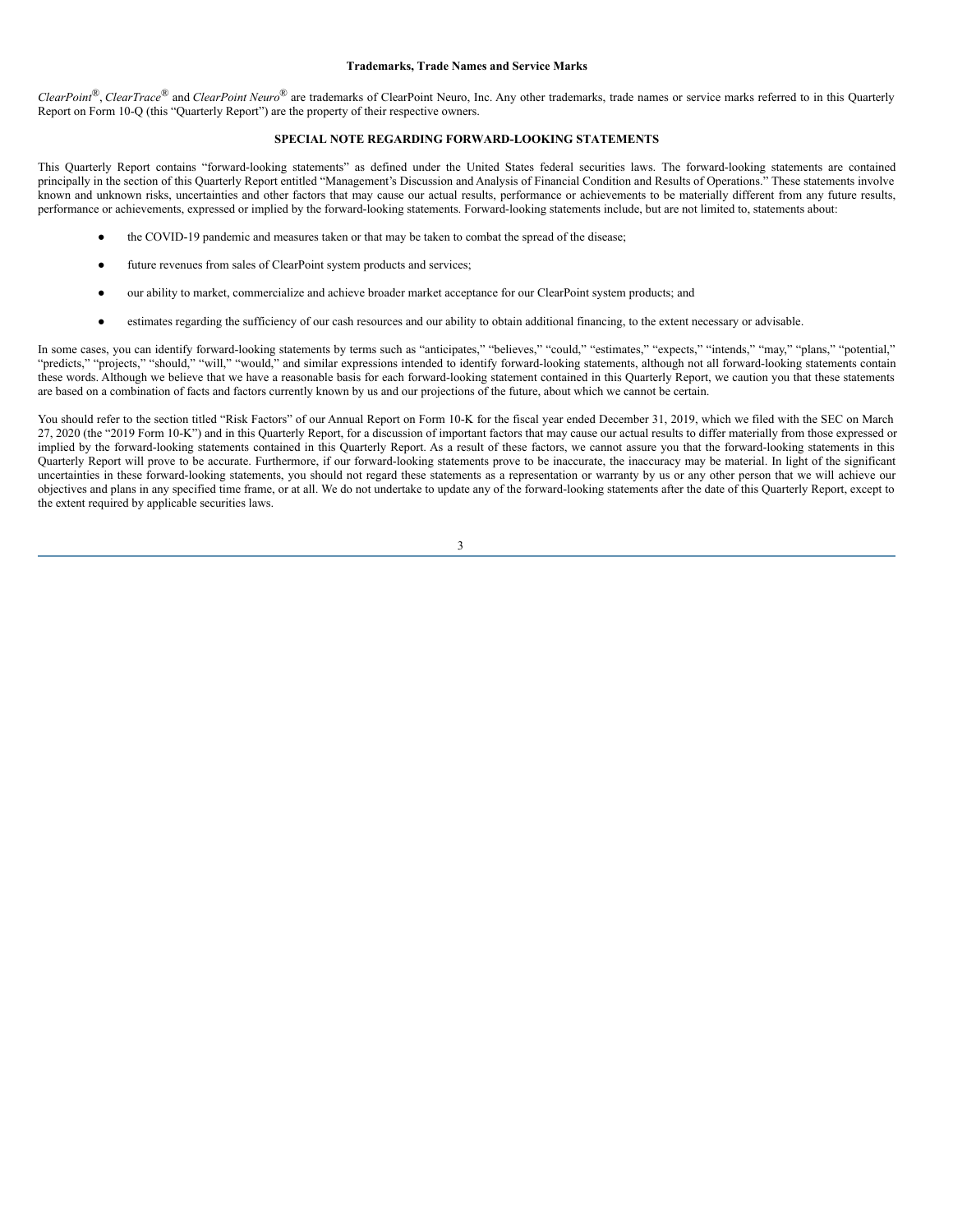**Trademarks, Trade Names and Service Marks**

*ClearPoint*®, *ClearTrace*® and *ClearPoint Neuro*® are trademarks of ClearPoint Neuro, Inc. Any other trademarks, trade names or service marks referred to in this Quarterly Report on Form 10-Q (this "Quarterly Report") are the property of their respective owners.

**SPECIAL NOTE REGARDING FORWARD-LOOKING STATEMENTS**

This Quarterly Report contains "forward-looking statements" as defined under the United States federal securities laws. The forward-looking statements are contained principally in the section of this Quarterly Report entitled "Management's Discussion and Analysis of Financial Condition and Results of Operations." These statements involve known and unknown risks, uncertainties and other factors that may cause our actual results, performance or achievements to be materially different from any future results, performance or achievements, expressed or implied by the forward-looking statements. Forward-looking statements include, but are not limited to, statements about:

- the COVID-19 pandemic and measures taken or that may be taken to combat the spread of the disease;
- future revenues from sales of ClearPoint system products and services;
- our ability to market, commercialize and achieve broader market acceptance for our ClearPoint system products; and
- estimates regarding the sufficiency of our cash resources and our ability to obtain additional financing, to the extent necessary or advisable.

In some cases, you can identify forward-looking statements by terms such as "anticipates," "believes," "could," "estimates," "expects," "intends," "may," "plans," "potential," "predicts," "projects," "should," "will," "would," and similar expressions intended to identify forward-looking statements, although not all forward-looking statements contain these words. Although we believe that we have a reasonable basis for each forward-looking statement contained in this Quarterly Report, we caution you that these statements are based on a combination of facts and factors currently known by us and our projections of the future, about which we cannot be certain.

You should refer to the section titled "Risk Factors" of our Annual Report on Form 10-K for the fiscal year ended December 31, 2019, which we filed with the SEC on March 27, 2020 (the "2019 Form 10-K") and in this Quarterly Report, for a discussion of important factors that may cause our actual results to differ materially from those expressed or implied by the forward-looking statements contained in this Quarterly Report. As a result of these factors, we cannot assure you that the forward-looking statements in this Quarterly Report will prove to be accurate. Furthermore, if our forward-looking statements prove to be inaccurate, the inaccuracy may be material. In light of the significant uncertainties in these forward-looking statements, you should not regard these statements as a representation or warranty by us or any other person that we will achieve our objectives and plans in any specified time frame, or at all. We do not undertake to update any of the forward-looking statements after the date of this Quarterly Report, except to the extent required by applicable securities laws.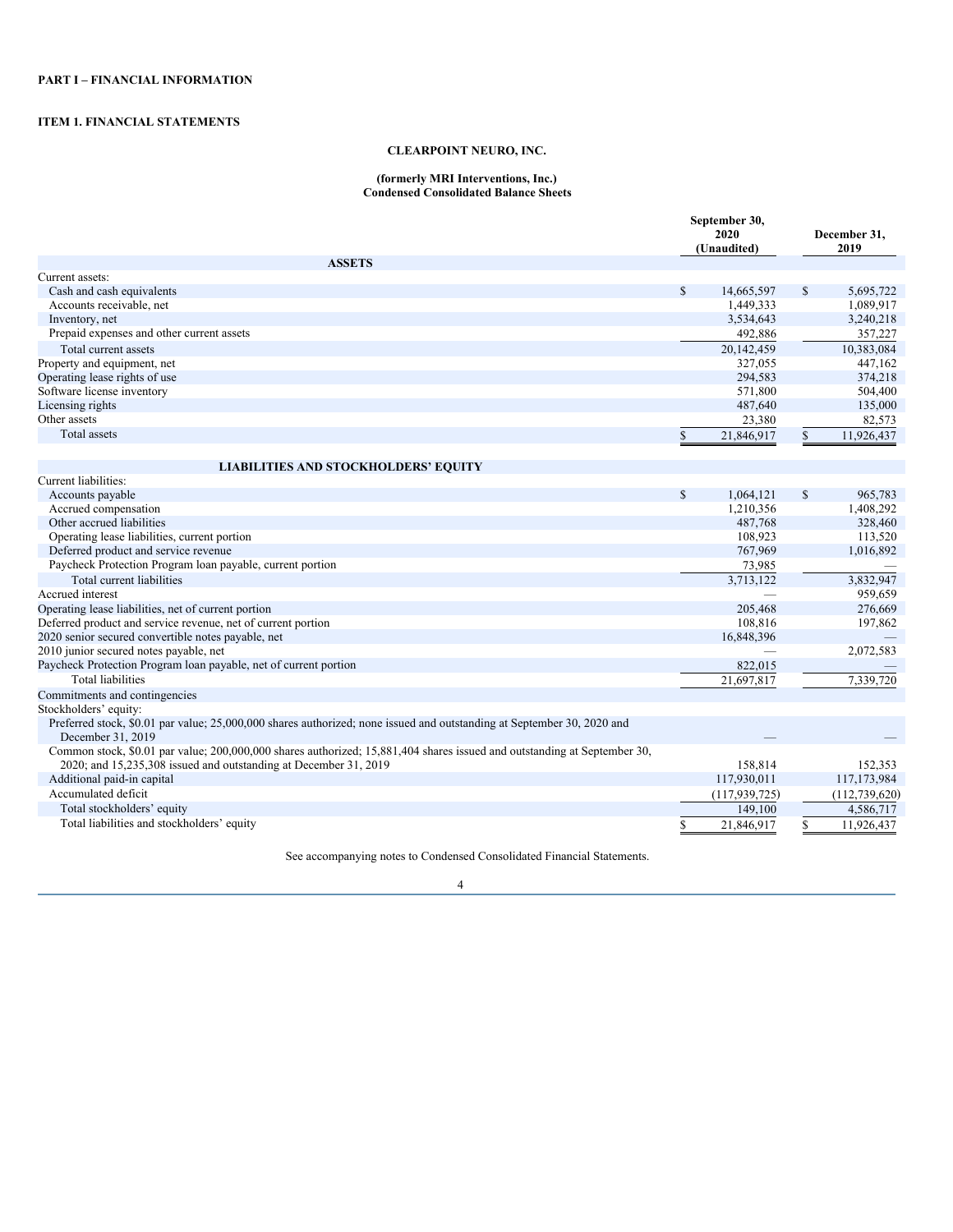**PART I – FINANCIAL INFORMATION**

**ITEM 1. FINANCIAL STATEMENTS**

**CLEARPOINT NEURO, INC.**

**(formerly MRI Interventions, Inc.)**
**Condensed Consolidated Balance Sheets**

| | September 30, 2020 (Unaudited) | December 31, 2019 |
|---|---|---|
| **ASSETS** | | |
| Current assets: | | |
| Cash and cash equivalents | $ 14,665,597 | $ 5,695,722 |
| Accounts receivable, net | 1,449,333 | 1,089,917 |
| Inventory, net | 3,534,643 | 3,240,218 |
| Prepaid expenses and other current assets | 492,886 | 357,227 |
| Total current assets | 20,142,459 | 10,383,084 |
| Property and equipment, net | 327,055 | 447,162 |
| Operating lease rights of use | 294,583 | 374,218 |
| Software license inventory | 571,800 | 504,400 |
| Licensing rights | 487,640 | 135,000 |
| Other assets | 23,380 | 82,573 |
| Total assets | $ 21,846,917 | $ 11,926,437 |
| **LIABILITIES AND STOCKHOLDERS' EQUITY** | | |
| Current liabilities: | | |
| Accounts payable | $ 1,064,121 | $ 965,783 |
| Accrued compensation | 1,210,356 | 1,408,292 |
| Other accrued liabilities | 487,768 | 328,460 |
| Operating lease liabilities, current portion | 108,923 | 113,520 |
| Deferred product and service revenue | 767,969 | 1,016,892 |
| Paycheck Protection Program loan payable, current portion | 73,985 | — |
| Total current liabilities | 3,713,122 | 3,832,947 |
| Accrued interest | — | 959,659 |
| Operating lease liabilities, net of current portion | 205,468 | 276,669 |
| Deferred product and service revenue, net of current portion | 108,816 | 197,862 |
| 2020 senior secured convertible notes payable, net | 16,848,396 | — |
| 2010 junior secured notes payable, net | — | 2,072,583 |
| Paycheck Protection Program loan payable, net of current portion | 822,015 | — |
| Total liabilities | 21,697,817 | 7,339,720 |
| Commitments and contingencies | | |
| Stockholders' equity: | | |
| Preferred stock, $0.01 par value; 25,000,000 shares authorized; none issued and outstanding at September 30, 2020 and December 31, 2019 | — | — |
| Common stock, $0.01 par value; 200,000,000 shares authorized; 15,881,404 shares issued and outstanding at September 30, 2020; and 15,235,308 issued and outstanding at December 31, 2019 | 158,814 | 152,353 |
| Additional paid-in capital | 117,930,011 | 117,173,984 |
| Accumulated deficit | (117,939,725) | (112,739,620) |
| Total stockholders' equity | 149,100 | 4,586,717 |
| Total liabilities and stockholders' equity | $ 21,846,917 | $ 11,926,437 |

See accompanying notes to Condensed Consolidated Financial Statements.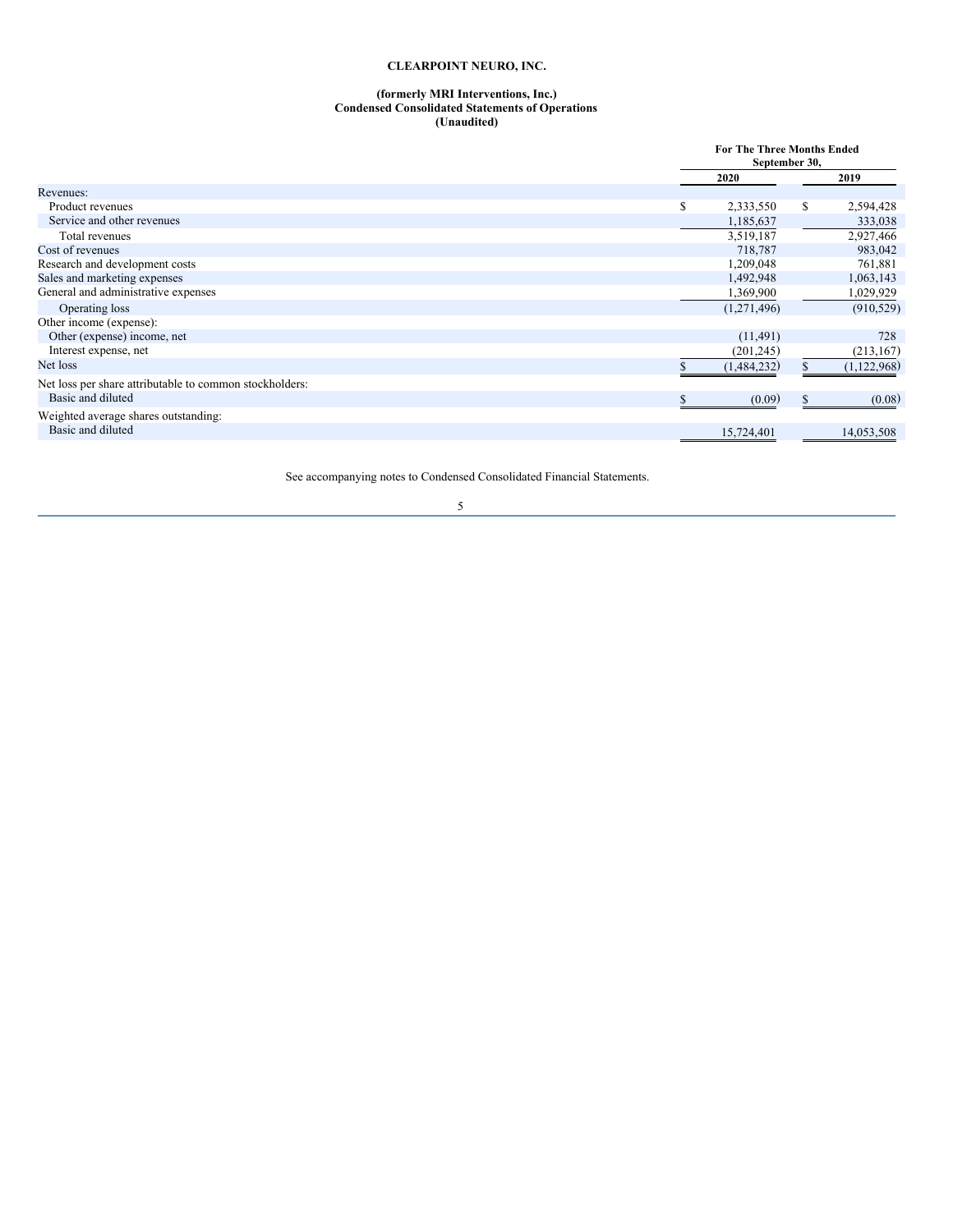**CLEARPOINT NEURO, INC.**

**(formerly MRI Interventions, Inc.)**
**Condensed Consolidated Statements of Operations**
**(Unaudited)**

| | For The Three Months Ended September 30, | |
|---|---|---|
| | 2020 | 2019 |
| Revenues: | | |
| Product revenues | $ 2,333,550 | $ 2,594,428 |
| Service and other revenues | 1,185,637 | 333,038 |
| Total revenues | 3,519,187 | 2,927,466 |
| Cost of revenues | 718,787 | 983,042 |
| Research and development costs | 1,209,048 | 761,881 |
| Sales and marketing expenses | 1,492,948 | 1,063,143 |
| General and administrative expenses | 1,369,900 | 1,029,929 |
| Operating loss | (1,271,496) | (910,529) |
| Other income (expense): | | |
| Other (expense) income, net | (11,491) | 728 |
| Interest expense, net | (201,245) | (213,167) |
| Net loss | $ (1,484,232) | $ (1,122,968) |
| Net loss per share attributable to common stockholders: | | |
| Basic and diluted | $ (0.09) | $ (0.08) |
| Weighted average shares outstanding: | | |
| Basic and diluted | 15,724,401 | 14,053,508 |

See accompanying notes to Condensed Consolidated Financial Statements.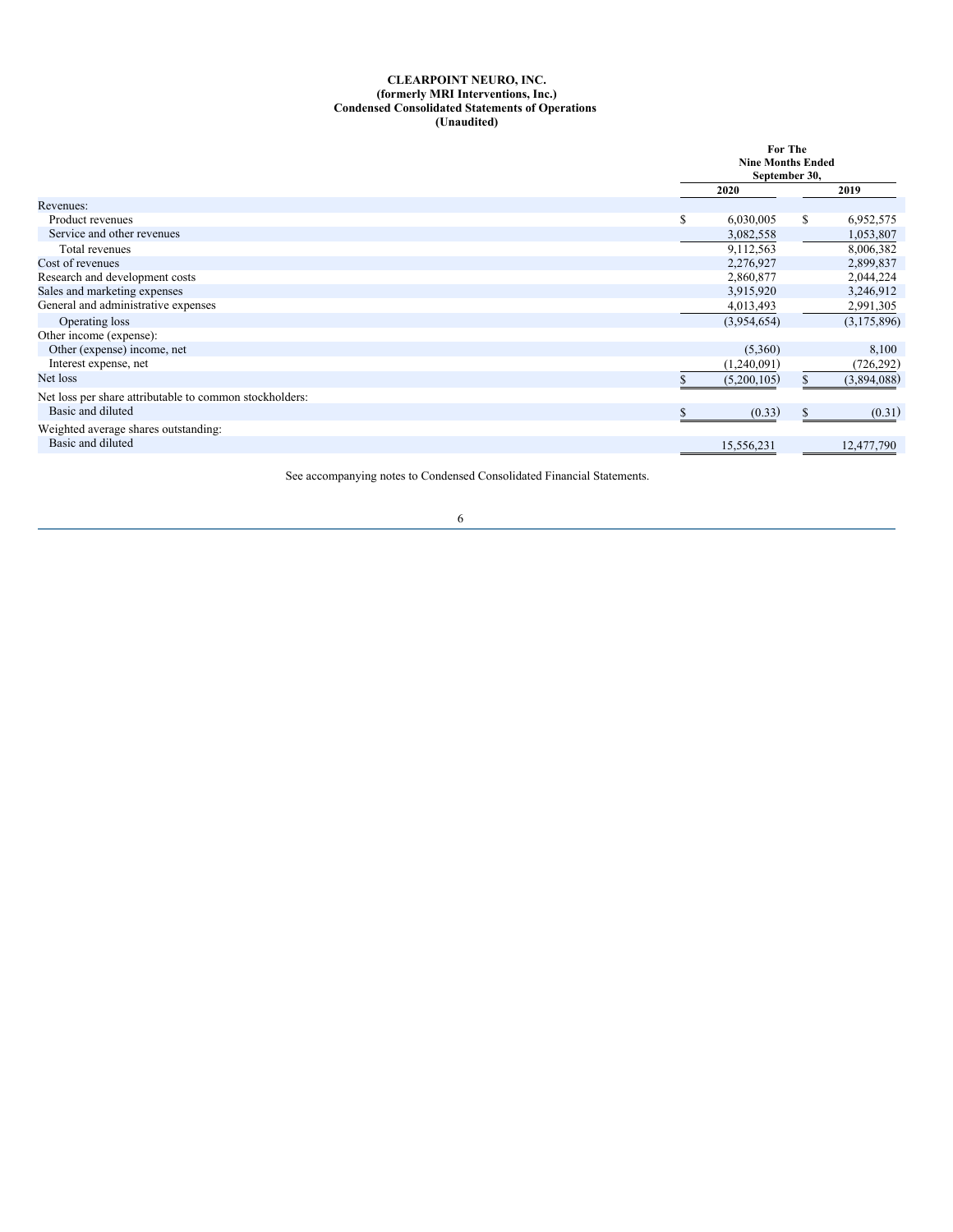**CLEARPOINT NEURO, INC.**
**(formerly MRI Interventions, Inc.)**
**Condensed Consolidated Statements of Operations**
**(Unaudited)**

| | For The Nine Months Ended September 30, | |
|---|---|---|
| | 2020 | 2019 |
| Revenues: | | |
| Product revenues | $ 6,030,005 | $ 6,952,575 |
| Service and other revenues | 3,082,558 | 1,053,807 |
| Total revenues | 9,112,563 | 8,006,382 |
| Cost of revenues | 2,276,927 | 2,899,837 |
| Research and development costs | 2,860,877 | 2,044,224 |
| Sales and marketing expenses | 3,915,920 | 3,246,912 |
| General and administrative expenses | 4,013,493 | 2,991,305 |
| Operating loss | (3,954,654) | (3,175,896) |
| Other income (expense): | | |
| Other (expense) income, net | (5,360) | 8,100 |
| Interest expense, net | (1,240,091) | (726,292) |
| Net loss | $ (5,200,105) | $ (3,894,088) |
| Net loss per share attributable to common stockholders: | | |
| Basic and diluted | $ (0.33) | $ (0.31) |
| Weighted average shares outstanding: | | |
| Basic and diluted | 15,556,231 | 12,477,790 |

See accompanying notes to Condensed Consolidated Financial Statements.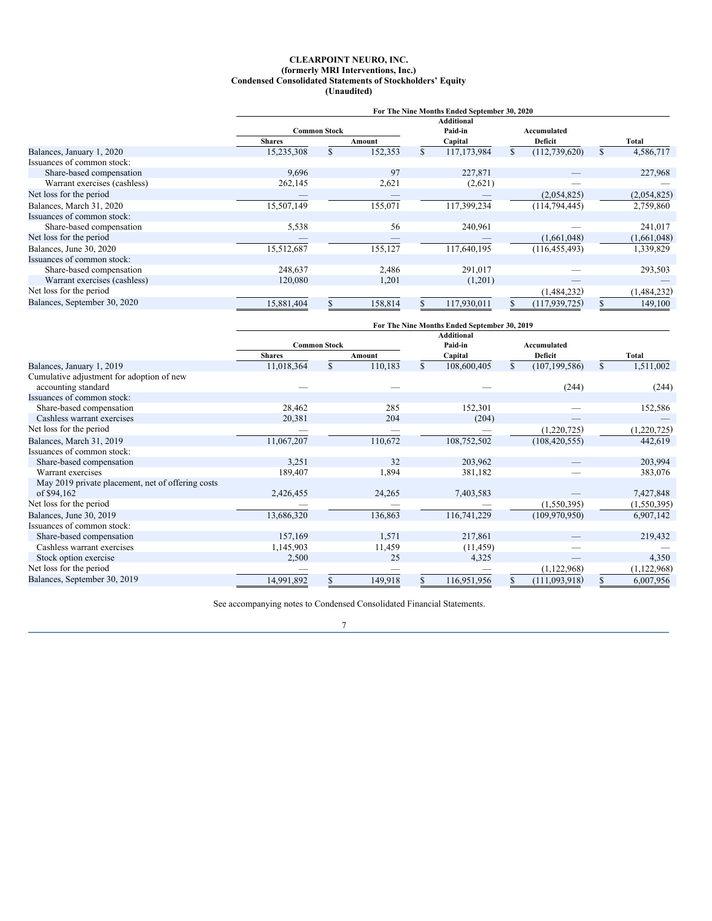**CLEARPOINT NEURO, INC.**
**(formerly MRI Interventions, Inc.)**
**Condensed Consolidated Statements of Stockholders' Equity**
**(Unaudited)**

| | For The Nine Months Ended September 30, 2020 | | | | |
|---|---|---|---|---|---|
| | Common Stock | | Additional Paid-in | Accumulated | |
| | Shares | Amount | Capital | Deficit | Total |
| Balances, January 1, 2020 | 15,235,308 | $ 152,353 | $ 117,173,984 | $ (112,739,620) | $ 4,586,717 |
| Issuances of common stock: | | | | | |
| Share-based compensation | 9,696 | 97 | 227,871 | — | 227,968 |
| Warrant exercises (cashless) | 262,145 | 2,621 | (2,621) | — | — |
| Net loss for the period | — | — | — | (2,054,825) | (2,054,825) |
| Balances, March 31, 2020 | 15,507,149 | 155,071 | 117,399,234 | (114,794,445) | 2,759,860 |
| Issuances of common stock: | | | | | |
| Share-based compensation | 5,538 | 56 | 240,961 | — | 241,017 |
| Net loss for the period | — | — | — | (1,661,048) | (1,661,048) |
| Balances, June 30, 2020 | 15,512,687 | 155,127 | 117,640,195 | (116,455,493) | 1,339,829 |
| Issuances of common stock: | | | | | |
| Share-based compensation | 248,637 | 2,486 | 291,017 | — | 293,503 |
| Warrant exercises (cashless) | 120,080 | 1,201 | (1,201) | — | — |
| Net loss for the period | | | | (1,484,232) | (1,484,232) |
| Balances, September 30, 2020 | 15,881,404 | $ 158,814 | $ 117,930,011 | $ (117,939,725) | $ 149,100 |

| | For The Nine Months Ended September 30, 2019 | | | | |
|---|---|---|---|---|---|
| | Common Stock | | Additional Paid-in | Accumulated | |
| | Shares | Amount | Capital | Deficit | Total |
| Balances, January 1, 2019 | 11,018,364 | $ 110,183 | $ 108,600,405 | $ (107,199,586) | $ 1,511,002 |
| Cumulative adjustment for adoption of new accounting standard | — | — | — | (244) | (244) |
| Issuances of common stock: | | | | | |
| Share-based compensation | 28,462 | 285 | 152,301 | — | 152,586 |
| Cashless warrant exercises | 20,381 | 204 | (204) | — | — |
| Net loss for the period | — | — | — | (1,220,725) | (1,220,725) |
| Balances, March 31, 2019 | 11,067,207 | 110,672 | 108,752,502 | (108,420,555) | 442,619 |
| Issuances of common stock: | | | | | |
| Share-based compensation | 3,251 | 32 | 203,962 | — | 203,994 |
| Warrant exercises | 189,407 | 1,894 | 381,182 | — | 383,076 |
| May 2019 private placement, net of offering costs of $94,162 | 2,426,455 | 24,265 | 7,403,583 | — | 7,427,848 |
| Net loss for the period | — | — | — | (1,550,395) | (1,550,395) |
| Balances, June 30, 2019 | 13,686,320 | 136,863 | 116,741,229 | (109,970,950) | 6,907,142 |
| Issuances of common stock: | | | | | |
| Share-based compensation | 157,169 | 1,571 | 217,861 | — | 219,432 |
| Cashless warrant exercises | 1,145,903 | 11,459 | (11,459) | — | — |
| Stock option exercise | 2,500 | 25 | 4,325 | — | 4,350 |
| Net loss for the period | — | — | — | (1,122,968) | (1,122,968) |
| Balances, September 30, 2019 | 14,991,892 | $ 149,918 | $ 116,951,956 | $ (111,093,918) | $ 6,007,956 |

See accompanying notes to Condensed Consolidated Financial Statements.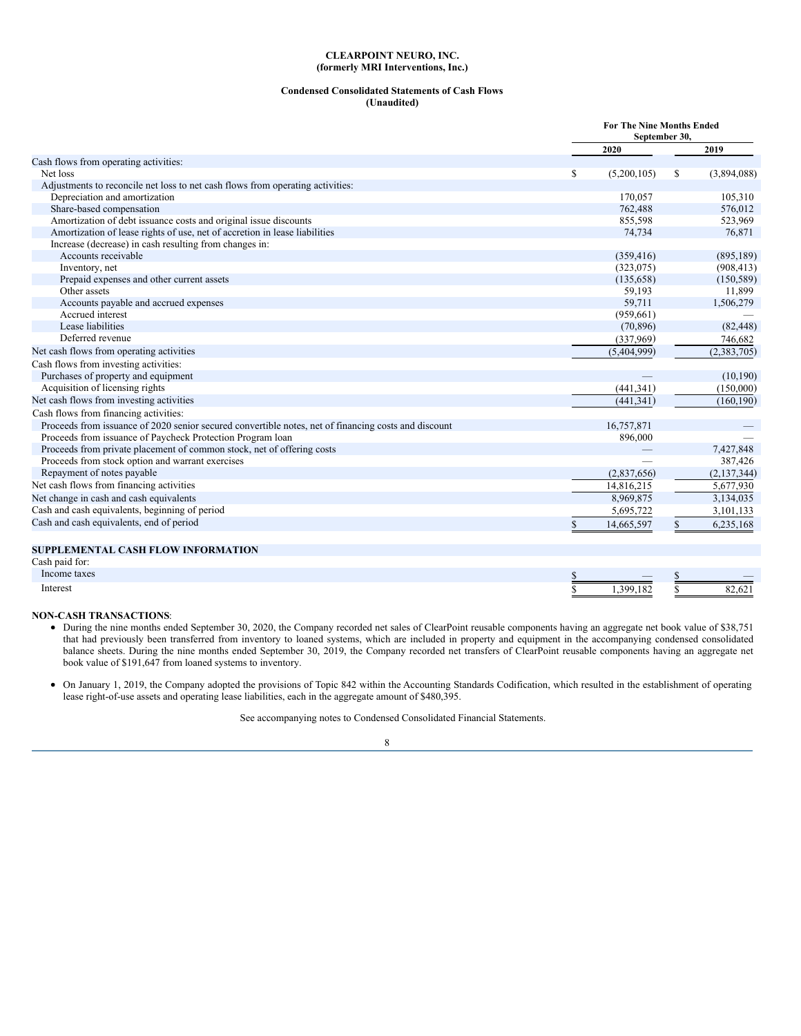**CLEARPOINT NEURO, INC.**
**(formerly MRI Interventions, Inc.)**

**Condensed Consolidated Statements of Cash Flows**
**(Unaudited)**

| | For The Nine Months Ended September 30, | |
|---|---|---|
| | 2020 | 2019 |
| Cash flows from operating activities: | | |
| Net loss | $ (5,200,105) | $ (3,894,088) |
| Adjustments to reconcile net loss to net cash flows from operating activities: | | |
| Depreciation and amortization | 170,057 | 105,310 |
| Share-based compensation | 762,488 | 576,012 |
| Amortization of debt issuance costs and original issue discounts | 855,598 | 523,969 |
| Amortization of lease rights of use, net of accretion in lease liabilities | 74,734 | 76,871 |
| Increase (decrease) in cash resulting from changes in: | | |
| Accounts receivable | (359,416) | (895,189) |
| Inventory, net | (323,075) | (908,413) |
| Prepaid expenses and other current assets | (135,658) | (150,589) |
| Other assets | 59,193 | 11,899 |
| Accounts payable and accrued expenses | 59,711 | 1,506,279 |
| Accrued interest | (959,661) | — |
| Lease liabilities | (70,896) | (82,448) |
| Deferred revenue | (337,969) | 746,682 |
| Net cash flows from operating activities | (5,404,999) | (2,383,705) |
| Cash flows from investing activities: | | |
| Purchases of property and equipment | — | (10,190) |
| Acquisition of licensing rights | (441,341) | (150,000) |
| Net cash flows from investing activities | (441,341) | (160,190) |
| Cash flows from financing activities: | | |
| Proceeds from issuance of 2020 senior secured convertible notes, net of financing costs and discount | 16,757,871 | — |
| Proceeds from issuance of Paycheck Protection Program loan | 896,000 | — |
| Proceeds from private placement of common stock, net of offering costs | — | 7,427,848 |
| Proceeds from stock option and warrant exercises | — | 387,426 |
| Repayment of notes payable | (2,837,656) | (2,137,344) |
| Net cash flows from financing activities | 14,816,215 | 5,677,930 |
| Net change in cash and cash equivalents | 8,969,875 | 3,134,035 |
| Cash and cash equivalents, beginning of period | 5,695,722 | 3,101,133 |
| Cash and cash equivalents, end of period | $ 14,665,597 | $ 6,235,168 |
| | | |
| **SUPPLEMENTAL CASH FLOW INFORMATION** | | |
| Cash paid for: | | |
| Income taxes | $ — | $ — |
| Interest | $ 1,399,182 | $ 82,621 |

**NON-CASH TRANSACTIONS**:

- During the nine months ended September 30, 2020, the Company recorded net sales of ClearPoint reusable components having an aggregate net book value of $38,751 that had previously been transferred from inventory to loaned systems, which are included in property and equipment in the accompanying condensed consolidated balance sheets. During the nine months ended September 30, 2019, the Company recorded net transfers of ClearPoint reusable components having an aggregate net book value of $191,647 from loaned systems to inventory.
- On January 1, 2019, the Company adopted the provisions of Topic 842 within the Accounting Standards Codification, which resulted in the establishment of operating lease right-of-use assets and operating lease liabilities, each in the aggregate amount of $480,395.

See accompanying notes to Condensed Consolidated Financial Statements.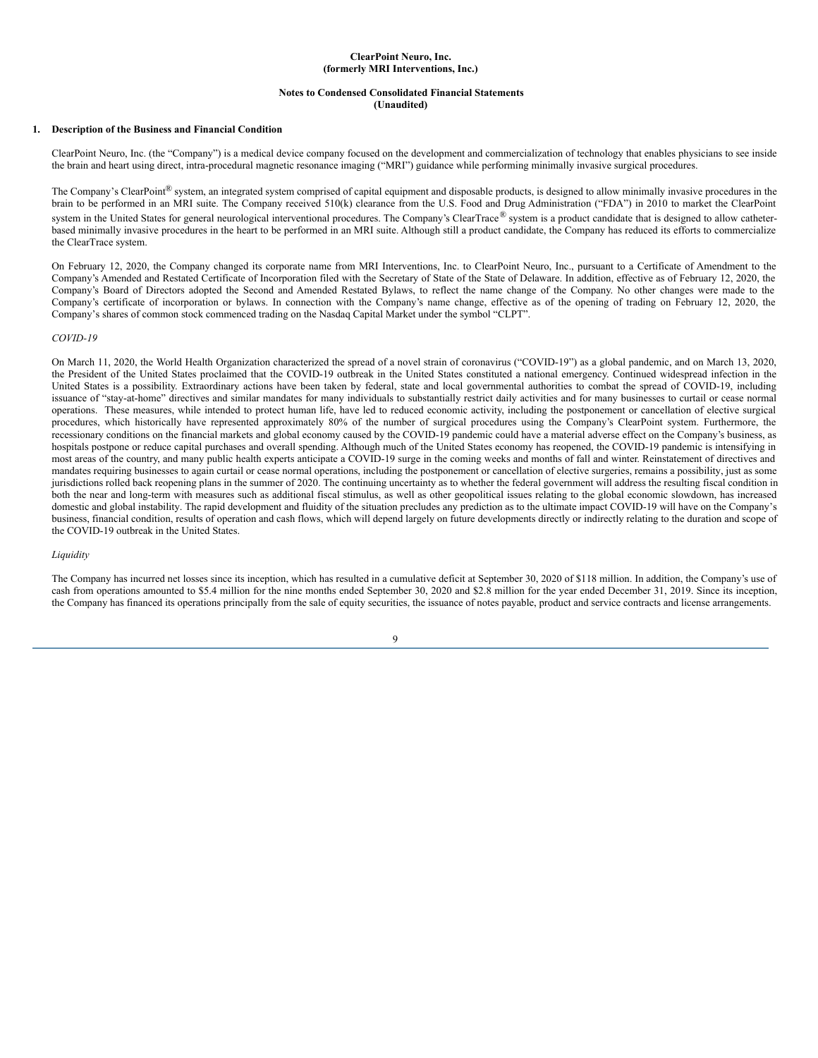**ClearPoint Neuro, Inc.**
**(formerly MRI Interventions, Inc.)**

**Notes to Condensed Consolidated Financial Statements**
**(Unaudited)**

## 1. Description of the Business and Financial Condition

ClearPoint Neuro, Inc. (the "Company") is a medical device company focused on the development and commercialization of technology that enables physicians to see inside the brain and heart using direct, intra-procedural magnetic resonance imaging ("MRI") guidance while performing minimally invasive surgical procedures.

The Company's ClearPoint® system, an integrated system comprised of capital equipment and disposable products, is designed to allow minimally invasive procedures in the brain to be performed in an MRI suite. The Company received 510(k) clearance from the U.S. Food and Drug Administration ("FDA") in 2010 to market the ClearPoint system in the United States for general neurological interventional procedures. The Company's ClearTrace® system is a product candidate that is designed to allow catheter-based minimally invasive procedures in the heart to be performed in an MRI suite. Although still a product candidate, the Company has reduced its efforts to commercialize the ClearTrace system.

On February 12, 2020, the Company changed its corporate name from MRI Interventions, Inc. to ClearPoint Neuro, Inc., pursuant to a Certificate of Amendment to the Company's Amended and Restated Certificate of Incorporation filed with the Secretary of State of the State of Delaware. In addition, effective as of February 12, 2020, the Company's Board of Directors adopted the Second and Amended Restated Bylaws, to reflect the name change of the Company. No other changes were made to the Company's certificate of incorporation or bylaws. In connection with the Company's name change, effective as of the opening of trading on February 12, 2020, the Company's shares of common stock commenced trading on the Nasdaq Capital Market under the symbol "CLPT".

*COVID-19*

On March 11, 2020, the World Health Organization characterized the spread of a novel strain of coronavirus ("COVID-19") as a global pandemic, and on March 13, 2020, the President of the United States proclaimed that the COVID-19 outbreak in the United States constituted a national emergency. Continued widespread infection in the United States is a possibility. Extraordinary actions have been taken by federal, state and local governmental authorities to combat the spread of COVID-19, including issuance of "stay-at-home" directives and similar mandates for many individuals to substantially restrict daily activities and for many businesses to curtail or cease normal operations. These measures, while intended to protect human life, have led to reduced economic activity, including the postponement or cancellation of elective surgical procedures, which historically have represented approximately 80% of the number of surgical procedures using the Company's ClearPoint system. Furthermore, the recessionary conditions on the financial markets and global economy caused by the COVID-19 pandemic could have a material adverse effect on the Company's business, as hospitals postpone or reduce capital purchases and overall spending. Although much of the United States economy has reopened, the COVID-19 pandemic is intensifying in most areas of the country, and many public health experts anticipate a COVID-19 surge in the coming weeks and months of fall and winter. Reinstatement of directives and mandates requiring businesses to again curtail or cease normal operations, including the postponement or cancellation of elective surgeries, remains a possibility, just as some jurisdictions rolled back reopening plans in the summer of 2020. The continuing uncertainty as to whether the federal government will address the resulting fiscal condition in both the near and long-term with measures such as additional fiscal stimulus, as well as other geopolitical issues relating to the global economic slowdown, has increased domestic and global instability. The rapid development and fluidity of the situation precludes any prediction as to the ultimate impact COVID-19 will have on the Company's business, financial condition, results of operation and cash flows, which will depend largely on future developments directly or indirectly relating to the duration and scope of the COVID-19 outbreak in the United States.

*Liquidity*

The Company has incurred net losses since its inception, which has resulted in a cumulative deficit at September 30, 2020 of $118 million. In addition, the Company's use of cash from operations amounted to $5.4 million for the nine months ended September 30, 2020 and $2.8 million for the year ended December 31, 2019. Since its inception, the Company has financed its operations principally from the sale of equity securities, the issuance of notes payable, product and service contracts and license arrangements.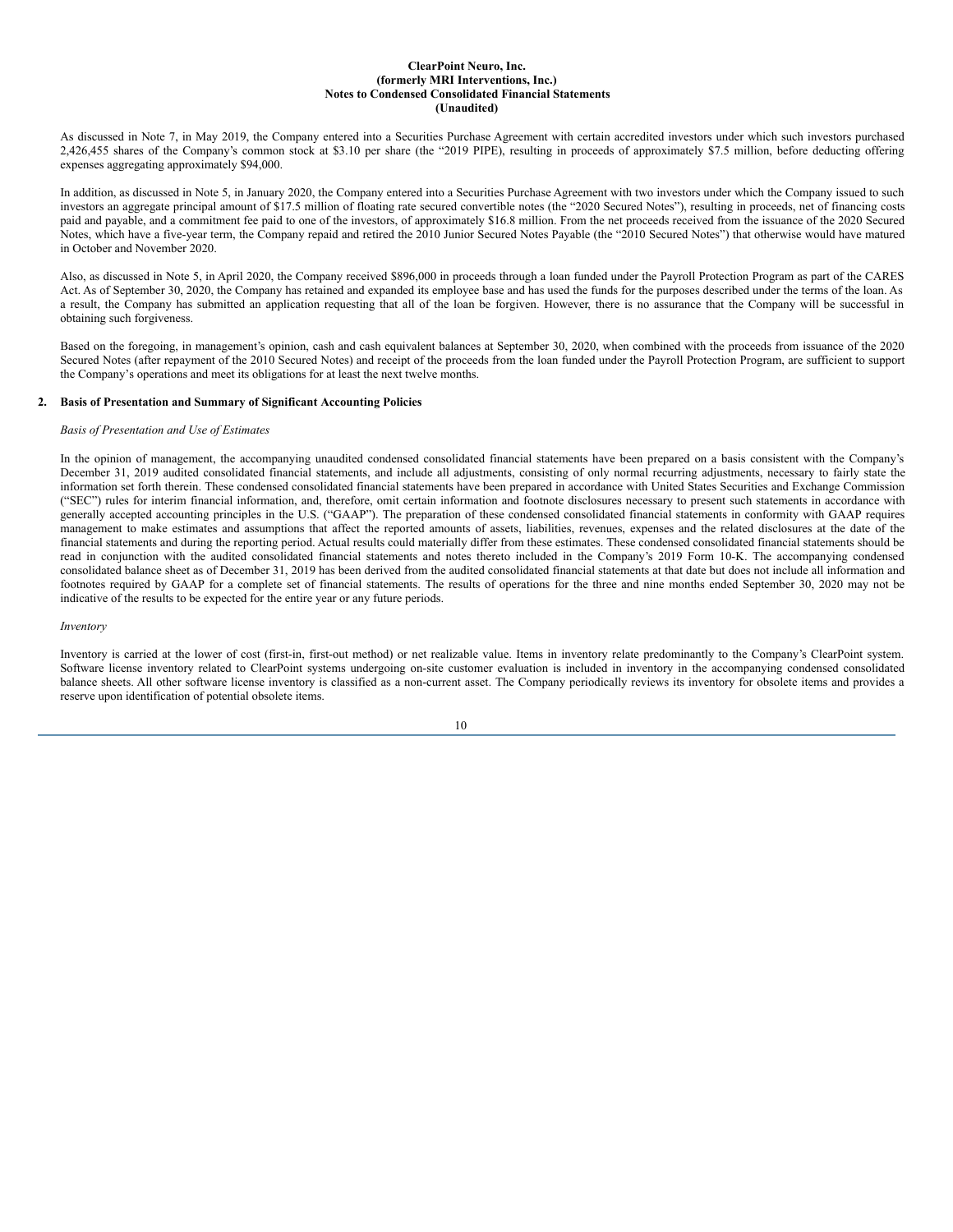As discussed in Note 7, in May 2019, the Company entered into a Securities Purchase Agreement with certain accredited investors under which such investors purchased 2,426,455 shares of the Company's common stock at $3.10 per share (the "2019 PIPE), resulting in proceeds of approximately $7.5 million, before deducting offering expenses aggregating approximately $94,000.

In addition, as discussed in Note 5, in January 2020, the Company entered into a Securities Purchase Agreement with two investors under which the Company issued to such investors an aggregate principal amount of $17.5 million of floating rate secured convertible notes (the "2020 Secured Notes"), resulting in proceeds, net of financing costs paid and payable, and a commitment fee paid to one of the investors, of approximately $16.8 million. From the net proceeds received from the issuance of the 2020 Secured Notes, which have a five-year term, the Company repaid and retired the 2010 Junior Secured Notes Payable (the "2010 Secured Notes") that otherwise would have matured in October and November 2020.

Also, as discussed in Note 5, in April 2020, the Company received $896,000 in proceeds through a loan funded under the Payroll Protection Program as part of the CARES Act. As of September 30, 2020, the Company has retained and expanded its employee base and has used the funds for the purposes described under the terms of the loan. As a result, the Company has submitted an application requesting that all of the loan be forgiven. However, there is no assurance that the Company will be successful in obtaining such forgiveness.

Based on the foregoing, in management's opinion, cash and cash equivalent balances at September 30, 2020, when combined with the proceeds from issuance of the 2020 Secured Notes (after repayment of the 2010 Secured Notes) and receipt of the proceeds from the loan funded under the Payroll Protection Program, are sufficient to support the Company's operations and meet its obligations for at least the next twelve months.

## 2. Basis of Presentation and Summary of Significant Accounting Policies

*Basis of Presentation and Use of Estimates*

In the opinion of management, the accompanying unaudited condensed consolidated financial statements have been prepared on a basis consistent with the Company's December 31, 2019 audited consolidated financial statements, and include all adjustments, consisting of only normal recurring adjustments, necessary to fairly state the information set forth therein. These condensed consolidated financial statements have been prepared in accordance with United States Securities and Exchange Commission ("SEC") rules for interim financial information, and, therefore, omit certain information and footnote disclosures necessary to present such statements in accordance with generally accepted accounting principles in the U.S. ("GAAP"). The preparation of these condensed consolidated financial statements in conformity with GAAP requires management to make estimates and assumptions that affect the reported amounts of assets, liabilities, revenues, expenses and the related disclosures at the date of the financial statements and during the reporting period. Actual results could materially differ from these estimates. These condensed consolidated financial statements should be read in conjunction with the audited consolidated financial statements and notes thereto included in the Company's 2019 Form 10-K. The accompanying condensed consolidated balance sheet as of December 31, 2019 has been derived from the audited consolidated financial statements at that date but does not include all information and footnotes required by GAAP for a complete set of financial statements. The results of operations for the three and nine months ended September 30, 2020 may not be indicative of the results to be expected for the entire year or any future periods.

*Inventory*

Inventory is carried at the lower of cost (first-in, first-out method) or net realizable value. Items in inventory relate predominantly to the Company's ClearPoint system. Software license inventory related to ClearPoint systems undergoing on-site customer evaluation is included in inventory in the accompanying condensed consolidated balance sheets. All other software license inventory is classified as a non-current asset. The Company periodically reviews its inventory for obsolete items and provides a reserve upon identification of potential obsolete items.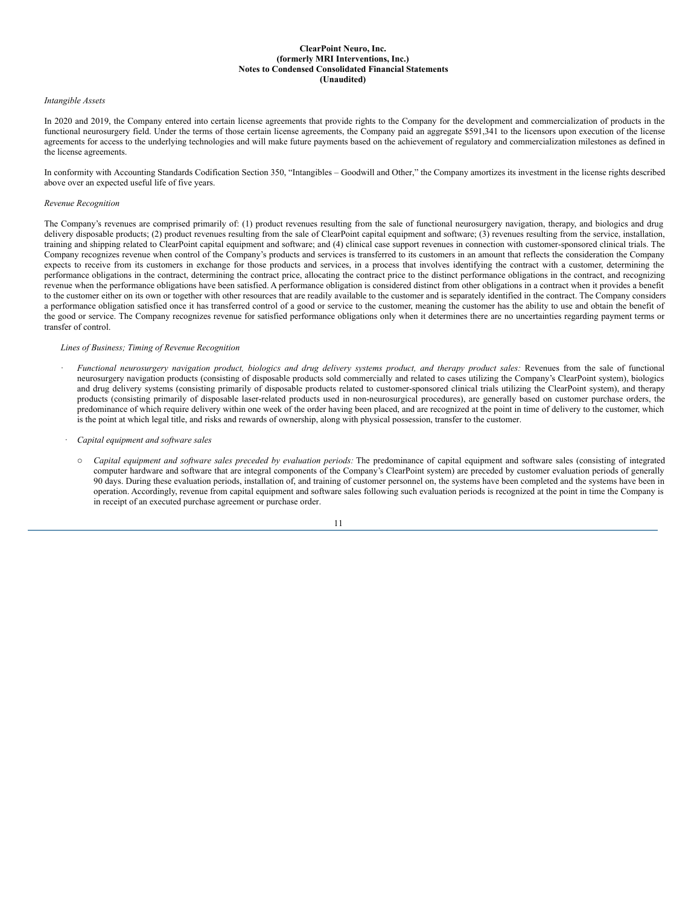**ClearPoint Neuro, Inc.**
**(formerly MRI Interventions, Inc.)**
**Notes to Condensed Consolidated Financial Statements**
**(Unaudited)**

*Intangible Assets*

In 2020 and 2019, the Company entered into certain license agreements that provide rights to the Company for the development and commercialization of products in the functional neurosurgery field. Under the terms of those certain license agreements, the Company paid an aggregate $591,341 to the licensors upon execution of the license agreements for access to the underlying technologies and will make future payments based on the achievement of regulatory and commercialization milestones as defined in the license agreements.

In conformity with Accounting Standards Codification Section 350, "Intangibles – Goodwill and Other," the Company amortizes its investment in the license rights described above over an expected useful life of five years.

*Revenue Recognition*

The Company's revenues are comprised primarily of: (1) product revenues resulting from the sale of functional neurosurgery navigation, therapy, and biologics and drug delivery disposable products; (2) product revenues resulting from the sale of ClearPoint capital equipment and software; (3) revenues resulting from the service, installation, training and shipping related to ClearPoint capital equipment and software; and (4) clinical case support revenues in connection with customer-sponsored clinical trials. The Company recognizes revenue when control of the Company's products and services is transferred to its customers in an amount that reflects the consideration the Company expects to receive from its customers in exchange for those products and services, in a process that involves identifying the contract with a customer, determining the performance obligations in the contract, determining the contract price, allocating the contract price to the distinct performance obligations in the contract, and recognizing revenue when the performance obligations have been satisfied. A performance obligation is considered distinct from other obligations in a contract when it provides a benefit to the customer either on its own or together with other resources that are readily available to the customer and is separately identified in the contract. The Company considers a performance obligation satisfied once it has transferred control of a good or service to the customer, meaning the customer has the ability to use and obtain the benefit of the good or service. The Company recognizes revenue for satisfied performance obligations only when it determines there are no uncertainties regarding payment terms or transfer of control.

*Lines of Business; Timing of Revenue Recognition*

- *Functional neurosurgery navigation product, biologics and drug delivery systems product, and therapy product sales:* Revenues from the sale of functional neurosurgery navigation products (consisting of disposable products sold commercially and related to cases utilizing the Company's ClearPoint system), biologics and drug delivery systems (consisting primarily of disposable products related to customer-sponsored clinical trials utilizing the ClearPoint system), and therapy products (consisting primarily of disposable laser-related products used in non-neurosurgical procedures), are generally based on customer purchase orders, the predominance of which require delivery within one week of the order having been placed, and are recognized at the point in time of delivery to the customer, which is the point at which legal title, and risks and rewards of ownership, along with physical possession, transfer to the customer.

- *Capital equipment and software sales*

  - *Capital equipment and software sales preceded by evaluation periods:* The predominance of capital equipment and software sales (consisting of integrated computer hardware and software that are integral components of the Company's ClearPoint system) are preceded by customer evaluation periods of generally 90 days. During these evaluation periods, installation of, and training of customer personnel on, the systems have been completed and the systems have been in operation. Accordingly, revenue from capital equipment and software sales following such evaluation periods is recognized at the point in time the Company is in receipt of an executed purchase agreement or purchase order.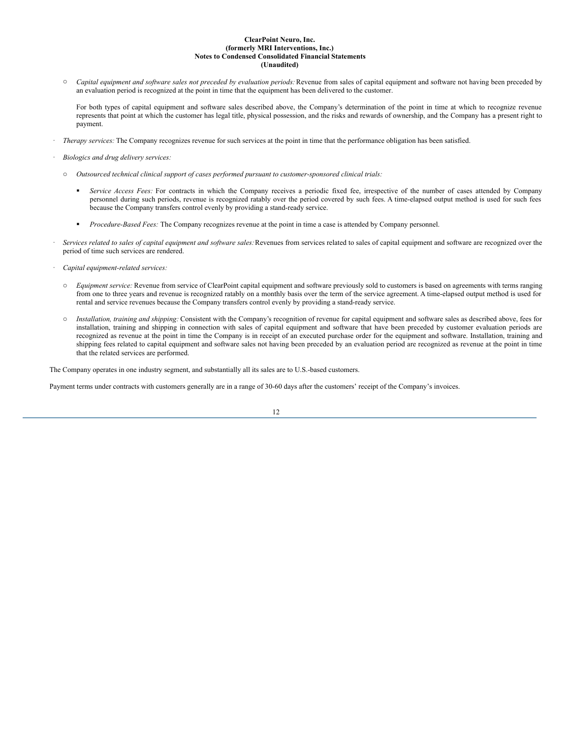- *Capital equipment and software sales not preceded by evaluation periods:* Revenue from sales of capital equipment and software not having been preceded by an evaluation period is recognized at the point in time that the equipment has been delivered to the customer.

  For both types of capital equipment and software sales described above, the Company's determination of the point in time at which to recognize revenue represents that point at which the customer has legal title, physical possession, and the risks and rewards of ownership, and the Company has a present right to payment.

- *Therapy services:* The Company recognizes revenue for such services at the point in time that the performance obligation has been satisfied.

- *Biologics and drug delivery services:*

  - *Outsourced technical clinical support of cases performed pursuant to customer-sponsored clinical trials:*

    - *Service Access Fees:* For contracts in which the Company receives a periodic fixed fee, irrespective of the number of cases attended by Company personnel during such periods, revenue is recognized ratably over the period covered by such fees. A time-elapsed output method is used for such fees because the Company transfers control evenly by providing a stand-ready service.

    - *Procedure-Based Fees:* The Company recognizes revenue at the point in time a case is attended by Company personnel.

- *Services related to sales of capital equipment and software sales:* Revenues from services related to sales of capital equipment and software are recognized over the period of time such services are rendered.

- *Capital equipment-related services:*

  - *Equipment service:* Revenue from service of ClearPoint capital equipment and software previously sold to customers is based on agreements with terms ranging from one to three years and revenue is recognized ratably on a monthly basis over the term of the service agreement. A time-elapsed output method is used for rental and service revenues because the Company transfers control evenly by providing a stand-ready service.

  - *Installation, training and shipping:* Consistent with the Company's recognition of revenue for capital equipment and software sales as described above, fees for installation, training and shipping in connection with sales of capital equipment and software that have been preceded by customer evaluation periods are recognized as revenue at the point in time the Company is in receipt of an executed purchase order for the equipment and software. Installation, training and shipping fees related to capital equipment and software sales not having been preceded by an evaluation period are recognized as revenue at the point in time that the related services are performed.

The Company operates in one industry segment, and substantially all its sales are to U.S.-based customers.

Payment terms under contracts with customers generally are in a range of 30-60 days after the customers' receipt of the Company's invoices.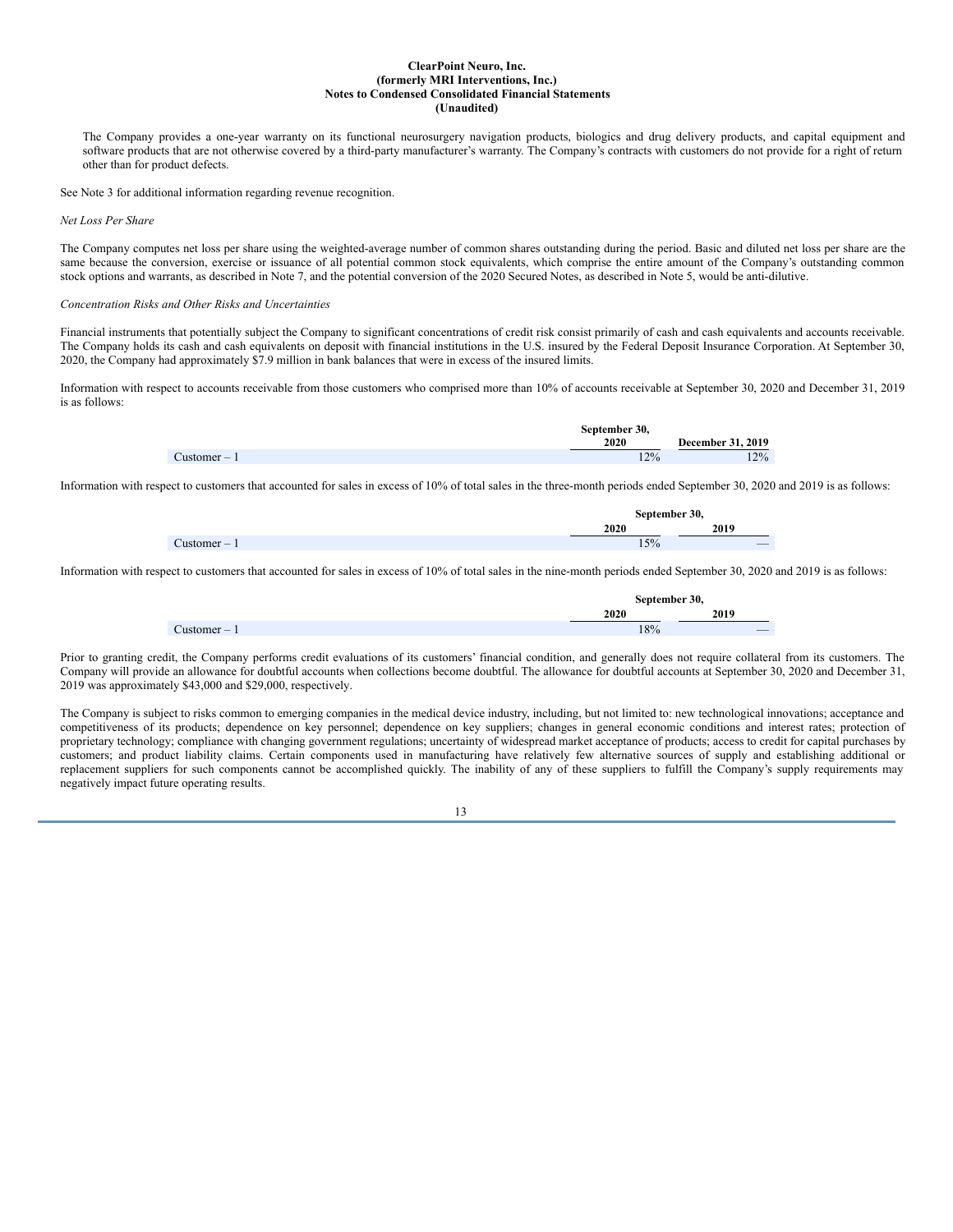**ClearPoint Neuro, Inc.**
**(formerly MRI Interventions, Inc.)**
**Notes to Condensed Consolidated Financial Statements**
**(Unaudited)**

The Company provides a one-year warranty on its functional neurosurgery navigation products, biologics and drug delivery products, and capital equipment and software products that are not otherwise covered by a third-party manufacturer's warranty. The Company's contracts with customers do not provide for a right of return other than for product defects.

See Note 3 for additional information regarding revenue recognition.

*Net Loss Per Share*

The Company computes net loss per share using the weighted-average number of common shares outstanding during the period. Basic and diluted net loss per share are the same because the conversion, exercise or issuance of all potential common stock equivalents, which comprise the entire amount of the Company's outstanding common stock options and warrants, as described in Note 7, and the potential conversion of the 2020 Secured Notes, as described in Note 5, would be anti-dilutive.

*Concentration Risks and Other Risks and Uncertainties*

Financial instruments that potentially subject the Company to significant concentrations of credit risk consist primarily of cash and cash equivalents and accounts receivable. The Company holds its cash and cash equivalents on deposit with financial institutions in the U.S. insured by the Federal Deposit Insurance Corporation. At September 30, 2020, the Company had approximately $7.9 million in bank balances that were in excess of the insured limits.

Information with respect to accounts receivable from those customers who comprised more than 10% of accounts receivable at September 30, 2020 and December 31, 2019 is as follows:

| | September 30, 2020 | December 31, 2019 |
|---|---|---|
| Customer – 1 | 12% | 12% |

Information with respect to customers that accounted for sales in excess of 10% of total sales in the three-month periods ended September 30, 2020 and 2019 is as follows:

| | September 30, | |
|---|---|---|
| | 2020 | 2019 |
| Customer – 1 | 15% | — |

Information with respect to customers that accounted for sales in excess of 10% of total sales in the nine-month periods ended September 30, 2020 and 2019 is as follows:

| | September 30, | |
|---|---|---|
| | 2020 | 2019 |
| Customer – 1 | 18% | — |

Prior to granting credit, the Company performs credit evaluations of its customers' financial condition, and generally does not require collateral from its customers. The Company will provide an allowance for doubtful accounts when collections become doubtful. The allowance for doubtful accounts at September 30, 2020 and December 31, 2019 was approximately $43,000 and $29,000, respectively.

The Company is subject to risks common to emerging companies in the medical device industry, including, but not limited to: new technological innovations; acceptance and competitiveness of its products; dependence on key personnel; dependence on key suppliers; changes in general economic conditions and interest rates; protection of proprietary technology; compliance with changing government regulations; uncertainty of widespread market acceptance of products; access to credit for capital purchases by customers; and product liability claims. Certain components used in manufacturing have relatively few alternative sources of supply and establishing additional or replacement suppliers for such components cannot be accomplished quickly. The inability of any of these suppliers to fulfill the Company's supply requirements may negatively impact future operating results.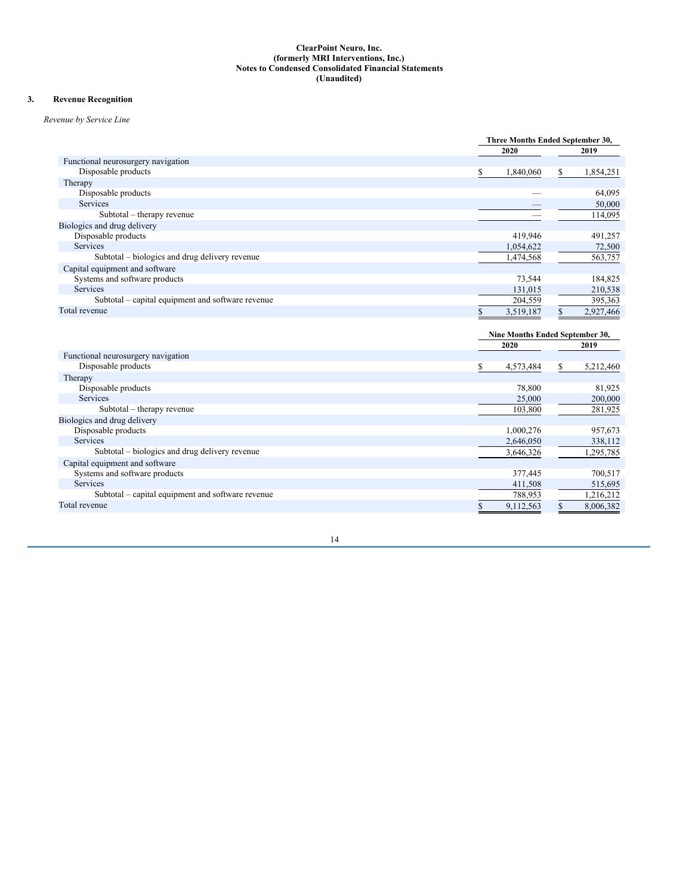**ClearPoint Neuro, Inc.**
**(formerly MRI Interventions, Inc.)**
**Notes to Condensed Consolidated Financial Statements**
**(Unaudited)**

## 3. Revenue Recognition

*Revenue by Service Line*

| | Three Months Ended September 30, | |
|---|---|---|
| | 2020 | 2019 |
| Functional neurosurgery navigation | | |
| Disposable products | $ 1,840,060 | $ 1,854,251 |
| Therapy | | |
| Disposable products | — | 64,095 |
| Services | — | 50,000 |
| Subtotal – therapy revenue | — | 114,095 |
| Biologics and drug delivery | | |
| Disposable products | 419,946 | 491,257 |
| Services | 1,054,622 | 72,500 |
| Subtotal – biologics and drug delivery revenue | 1,474,568 | 563,757 |
| Capital equipment and software | | |
| Systems and software products | 73,544 | 184,825 |
| Services | 131,015 | 210,538 |
| Subtotal – capital equipment and software revenue | 204,559 | 395,363 |
| Total revenue | $ 3,519,187 | $ 2,927,466 |

| | Nine Months Ended September 30, | |
|---|---|---|
| | 2020 | 2019 |
| Functional neurosurgery navigation | | |
| Disposable products | $ 4,573,484 | $ 5,212,460 |
| Therapy | | |
| Disposable products | 78,800 | 81,925 |
| Services | 25,000 | 200,000 |
| Subtotal – therapy revenue | 103,800 | 281,925 |
| Biologics and drug delivery | | |
| Disposable products | 1,000,276 | 957,673 |
| Services | 2,646,050 | 338,112 |
| Subtotal – biologics and drug delivery revenue | 3,646,326 | 1,295,785 |
| Capital equipment and software | | |
| Systems and software products | 377,445 | 700,517 |
| Services | 411,508 | 515,695 |
| Subtotal – capital equipment and software revenue | 788,953 | 1,216,212 |
| Total revenue | $ 9,112,563 | $ 8,006,382 |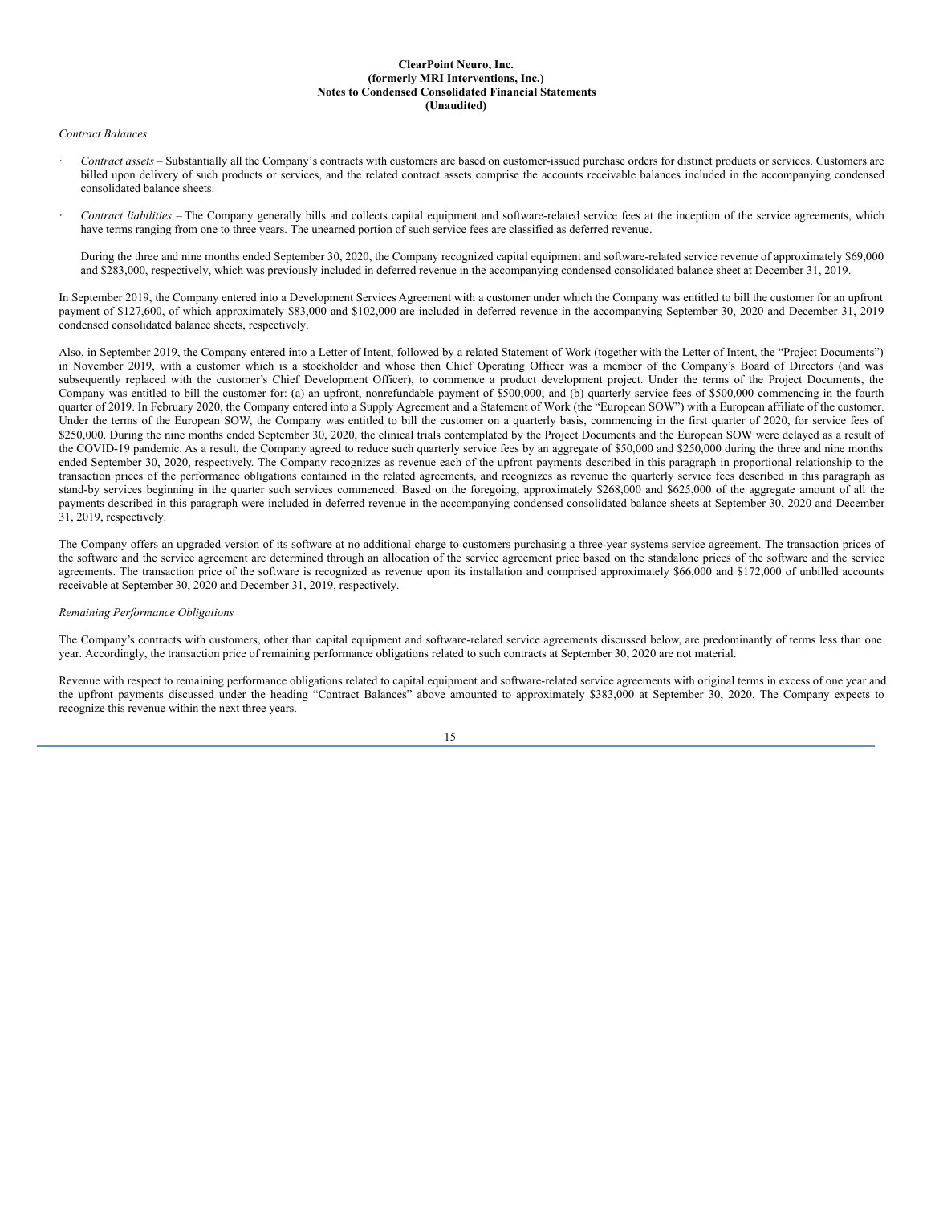*Contract Balances*

- *Contract assets* – Substantially all the Company's contracts with customers are based on customer-issued purchase orders for distinct products or services. Customers are billed upon delivery of such products or services, and the related contract assets comprise the accounts receivable balances included in the accompanying condensed consolidated balance sheets.

- *Contract liabilities* – The Company generally bills and collects capital equipment and software-related service fees at the inception of the service agreements, which have terms ranging from one to three years. The unearned portion of such service fees are classified as deferred revenue.

  During the three and nine months ended September 30, 2020, the Company recognized capital equipment and software-related service revenue of approximately $69,000 and $283,000, respectively, which was previously included in deferred revenue in the accompanying condensed consolidated balance sheet at December 31, 2019.

In September 2019, the Company entered into a Development Services Agreement with a customer under which the Company was entitled to bill the customer for an upfront payment of $127,600, of which approximately $83,000 and $102,000 are included in deferred revenue in the accompanying September 30, 2020 and December 31, 2019 condensed consolidated balance sheets, respectively.

Also, in September 2019, the Company entered into a Letter of Intent, followed by a related Statement of Work (together with the Letter of Intent, the "Project Documents") in November 2019, with a customer which is a stockholder and whose then Chief Operating Officer was a member of the Company's Board of Directors (and was subsequently replaced with the customer's Chief Development Officer), to commence a product development project. Under the terms of the Project Documents, the Company was entitled to bill the customer for: (a) an upfront, nonrefundable payment of $500,000; and (b) quarterly service fees of $500,000 commencing in the fourth quarter of 2019. In February 2020, the Company entered into a Supply Agreement and a Statement of Work (the "European SOW") with a European affiliate of the customer. Under the terms of the European SOW, the Company was entitled to bill the customer on a quarterly basis, commencing in the first quarter of 2020, for service fees of $250,000. During the nine months ended September 30, 2020, the clinical trials contemplated by the Project Documents and the European SOW were delayed as a result of the COVID-19 pandemic. As a result, the Company agreed to reduce such quarterly service fees by an aggregate of $50,000 and $250,000 during the three and nine months ended September 30, 2020, respectively. The Company recognizes as revenue each of the upfront payments described in this paragraph in proportional relationship to the transaction prices of the performance obligations contained in the related agreements, and recognizes as revenue the quarterly service fees described in this paragraph as stand-by services beginning in the quarter such services commenced. Based on the foregoing, approximately $268,000 and $625,000 of the aggregate amount of all the payments described in this paragraph were included in deferred revenue in the accompanying condensed consolidated balance sheets at September 30, 2020 and December 31, 2019, respectively.

The Company offers an upgraded version of its software at no additional charge to customers purchasing a three-year systems service agreement. The transaction prices of the software and the service agreement are determined through an allocation of the service agreement price based on the standalone prices of the software and the service agreements. The transaction price of the software is recognized as revenue upon its installation and comprised approximately $66,000 and $172,000 of unbilled accounts receivable at September 30, 2020 and December 31, 2019, respectively.

*Remaining Performance Obligations*

The Company's contracts with customers, other than capital equipment and software-related service agreements discussed below, are predominantly of terms less than one year. Accordingly, the transaction price of remaining performance obligations related to such contracts at September 30, 2020 are not material.

Revenue with respect to remaining performance obligations related to capital equipment and software-related service agreements with original terms in excess of one year and the upfront payments discussed under the heading "Contract Balances" above amounted to approximately $383,000 at September 30, 2020. The Company expects to recognize this revenue within the next three years.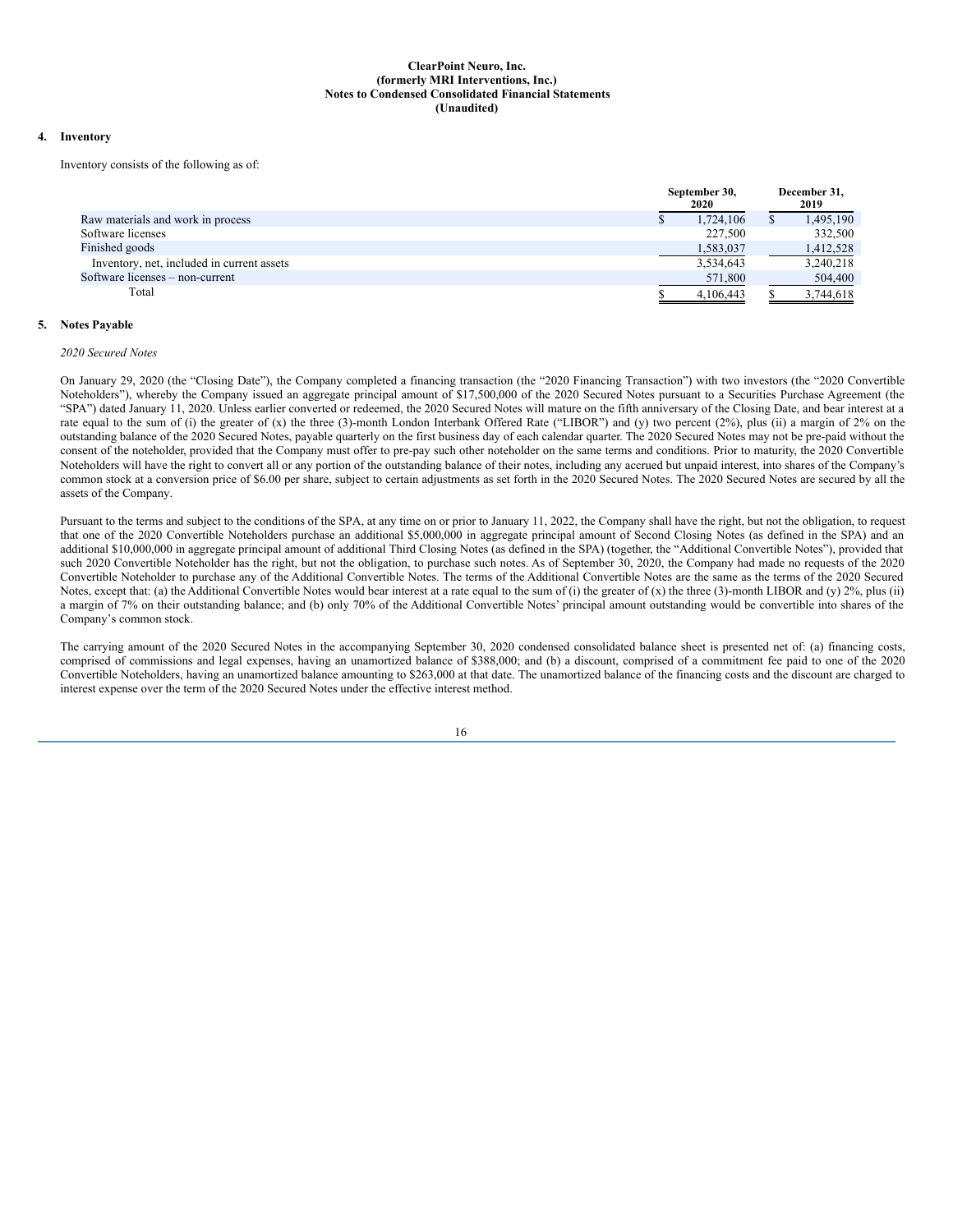**ClearPoint Neuro, Inc.**
**(formerly MRI Interventions, Inc.)**
**Notes to Condensed Consolidated Financial Statements**
**(Unaudited)**

**4. Inventory**

Inventory consists of the following as of:

| | September 30, 2020 | December 31, 2019 |
|---|---|---|
| Raw materials and work in process | $ 1,724,106 | $ 1,495,190 |
| Software licenses | 227,500 | 332,500 |
| Finished goods | 1,583,037 | 1,412,528 |
| Inventory, net, included in current assets | 3,534,643 | 3,240,218 |
| Software licenses – non-current | 571,800 | 504,400 |
| Total | $ 4,106,443 | $ 3,744,618 |

**5. Notes Payable**

*2020 Secured Notes*

On January 29, 2020 (the "Closing Date"), the Company completed a financing transaction (the "2020 Financing Transaction") with two investors (the "2020 Convertible Noteholders"), whereby the Company issued an aggregate principal amount of $17,500,000 of the 2020 Secured Notes pursuant to a Securities Purchase Agreement (the "SPA") dated January 11, 2020. Unless earlier converted or redeemed, the 2020 Secured Notes will mature on the fifth anniversary of the Closing Date, and bear interest at a rate equal to the sum of (i) the greater of (x) the three (3)-month London Interbank Offered Rate ("LIBOR") and (y) two percent (2%), plus (ii) a margin of 2% on the outstanding balance of the 2020 Secured Notes, payable quarterly on the first business day of each calendar quarter. The 2020 Secured Notes may not be pre-paid without the consent of the noteholder, provided that the Company must offer to pre-pay such other noteholder on the same terms and conditions. Prior to maturity, the 2020 Convertible Noteholders will have the right to convert all or any portion of the outstanding balance of their notes, including any accrued but unpaid interest, into shares of the Company's common stock at a conversion price of $6.00 per share, subject to certain adjustments as set forth in the 2020 Secured Notes. The 2020 Secured Notes are secured by all the assets of the Company.

Pursuant to the terms and subject to the conditions of the SPA, at any time on or prior to January 11, 2022, the Company shall have the right, but not the obligation, to request that one of the 2020 Convertible Noteholders purchase an additional $5,000,000 in aggregate principal amount of Second Closing Notes (as defined in the SPA) and an additional $10,000,000 in aggregate principal amount of additional Third Closing Notes (as defined in the SPA) (together, the "Additional Convertible Notes"), provided that such 2020 Convertible Noteholder has the right, but not the obligation, to purchase such notes. As of September 30, 2020, the Company had made no requests of the 2020 Convertible Noteholder to purchase any of the Additional Convertible Notes. The terms of the Additional Convertible Notes are the same as the terms of the 2020 Secured Notes, except that: (a) the Additional Convertible Notes would bear interest at a rate equal to the sum of (i) the greater of (x) the three (3)-month LIBOR and (y) 2%, plus (ii) a margin of 7% on their outstanding balance; and (b) only 70% of the Additional Convertible Notes' principal amount outstanding would be convertible into shares of the Company's common stock.

The carrying amount of the 2020 Secured Notes in the accompanying September 30, 2020 condensed consolidated balance sheet is presented net of: (a) financing costs, comprised of commissions and legal expenses, having an unamortized balance of $388,000; and (b) a discount, comprised of a commitment fee paid to one of the 2020 Convertible Noteholders, having an unamortized balance amounting to $263,000 at that date. The unamortized balance of the financing costs and the discount are charged to interest expense over the term of the 2020 Secured Notes under the effective interest method.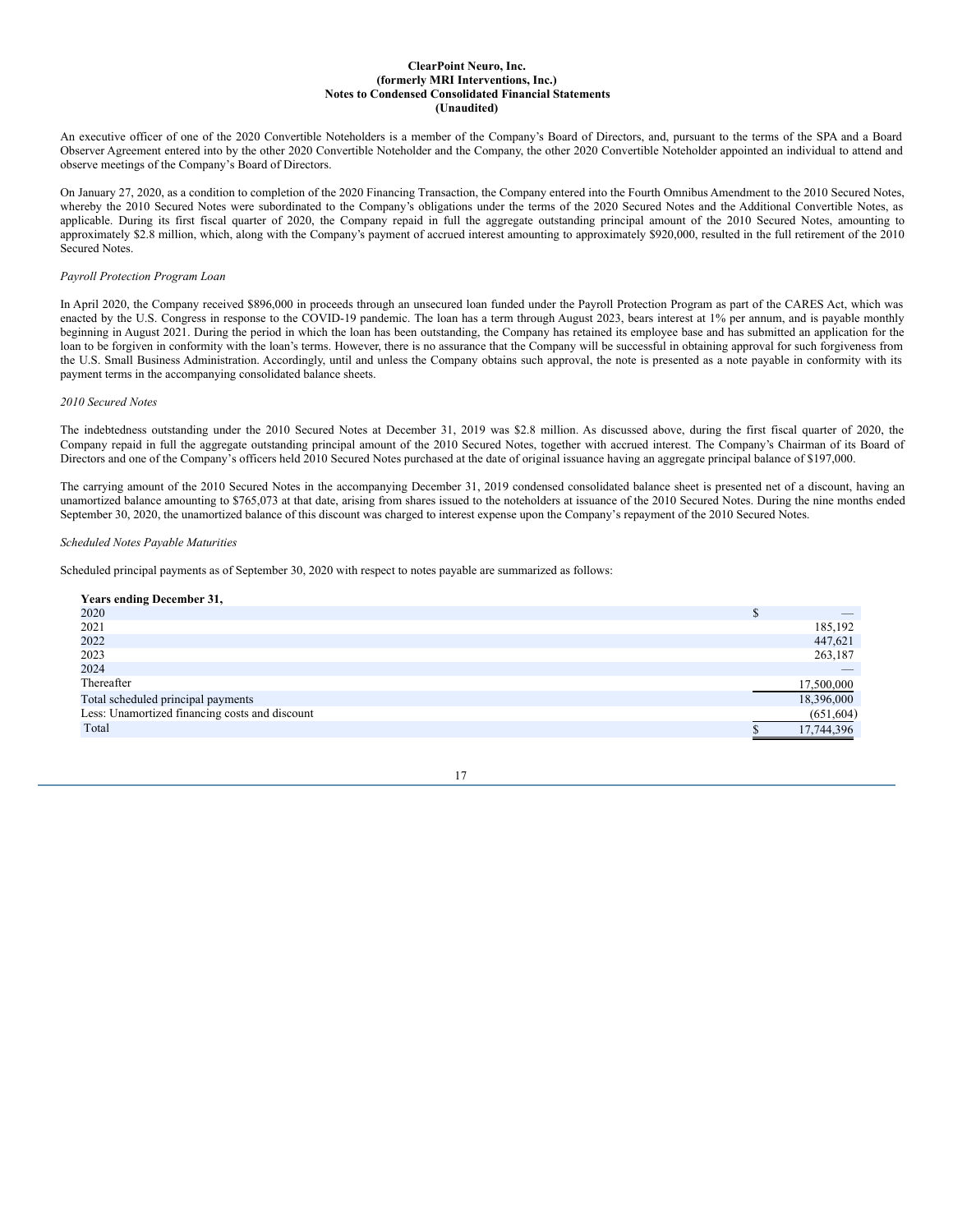An executive officer of one of the 2020 Convertible Noteholders is a member of the Company's Board of Directors, and, pursuant to the terms of the SPA and a Board Observer Agreement entered into by the other 2020 Convertible Noteholder and the Company, the other 2020 Convertible Noteholder appointed an individual to attend and observe meetings of the Company's Board of Directors.

On January 27, 2020, as a condition to completion of the 2020 Financing Transaction, the Company entered into the Fourth Omnibus Amendment to the 2010 Secured Notes, whereby the 2010 Secured Notes were subordinated to the Company's obligations under the terms of the 2020 Secured Notes and the Additional Convertible Notes, as applicable. During its first fiscal quarter of 2020, the Company repaid in full the aggregate outstanding principal amount of the 2010 Secured Notes, amounting to approximately $2.8 million, which, along with the Company's payment of accrued interest amounting to approximately $920,000, resulted in the full retirement of the 2010 Secured Notes.

*Payroll Protection Program Loan*

In April 2020, the Company received $896,000 in proceeds through an unsecured loan funded under the Payroll Protection Program as part of the CARES Act, which was enacted by the U.S. Congress in response to the COVID-19 pandemic. The loan has a term through August 2023, bears interest at 1% per annum, and is payable monthly beginning in August 2021. During the period in which the loan has been outstanding, the Company has retained its employee base and has submitted an application for the loan to be forgiven in conformity with the loan's terms. However, there is no assurance that the Company will be successful in obtaining approval for such forgiveness from the U.S. Small Business Administration. Accordingly, until and unless the Company obtains such approval, the note is presented as a note payable in conformity with its payment terms in the accompanying consolidated balance sheets.

*2010 Secured Notes*

The indebtedness outstanding under the 2010 Secured Notes at December 31, 2019 was $2.8 million. As discussed above, during the first fiscal quarter of 2020, the Company repaid in full the aggregate outstanding principal amount of the 2010 Secured Notes, together with accrued interest. The Company's Chairman of its Board of Directors and one of the Company's officers held 2010 Secured Notes purchased at the date of original issuance having an aggregate principal balance of $197,000.

The carrying amount of the 2010 Secured Notes in the accompanying December 31, 2019 condensed consolidated balance sheet is presented net of a discount, having an unamortized balance amounting to $765,073 at that date, arising from shares issued to the noteholders at issuance of the 2010 Secured Notes. During the nine months ended September 30, 2020, the unamortized balance of this discount was charged to interest expense upon the Company's repayment of the 2010 Secured Notes.

*Scheduled Notes Payable Maturities*

Scheduled principal payments as of September 30, 2020 with respect to notes payable are summarized as follows:

| **Years ending December 31,** | |
|---|---|
| 2020 | $ — |
| 2021 | 185,192 |
| 2022 | 447,621 |
| 2023 | 263,187 |
| 2024 | — |
| Thereafter | 17,500,000 |
| Total scheduled principal payments | 18,396,000 |
| Less: Unamortized financing costs and discount | (651,604) |
| Total | $ 17,744,396 |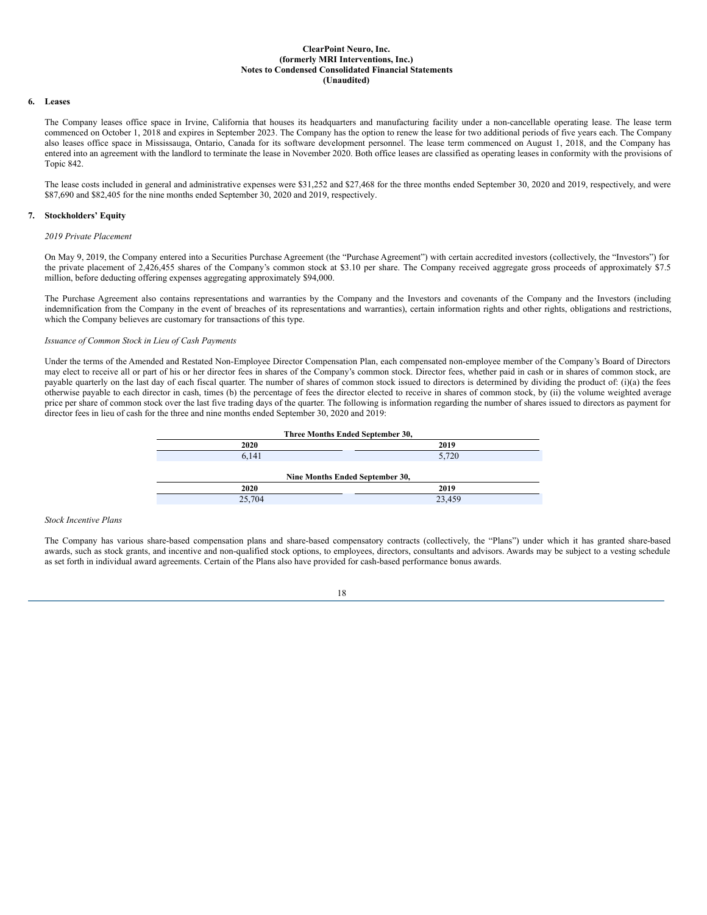## 6. Leases

The Company leases office space in Irvine, California that houses its headquarters and manufacturing facility under a non-cancellable operating lease. The lease term commenced on October 1, 2018 and expires in September 2023. The Company has the option to renew the lease for two additional periods of five years each. The Company also leases office space in Mississauga, Ontario, Canada for its software development personnel. The lease term commenced on August 1, 2018, and the Company has entered into an agreement with the landlord to terminate the lease in November 2020. Both office leases are classified as operating leases in conformity with the provisions of Topic 842.

The lease costs included in general and administrative expenses were $31,252 and $27,468 for the three months ended September 30, 2020 and 2019, respectively, and were $87,690 and $82,405 for the nine months ended September 30, 2020 and 2019, respectively.

## 7. Stockholders' Equity

*2019 Private Placement*

On May 9, 2019, the Company entered into a Securities Purchase Agreement (the "Purchase Agreement") with certain accredited investors (collectively, the "Investors") for the private placement of 2,426,455 shares of the Company's common stock at $3.10 per share. The Company received aggregate gross proceeds of approximately $7.5 million, before deducting offering expenses aggregating approximately $94,000.

The Purchase Agreement also contains representations and warranties by the Company and the Investors and covenants of the Company and the Investors (including indemnification from the Company in the event of breaches of its representations and warranties), certain information rights and other rights, obligations and restrictions, which the Company believes are customary for transactions of this type.

*Issuance of Common Stock in Lieu of Cash Payments*

Under the terms of the Amended and Restated Non-Employee Director Compensation Plan, each compensated non-employee member of the Company's Board of Directors may elect to receive all or part of his or her director fees in shares of the Company's common stock. Director fees, whether paid in cash or in shares of common stock, are payable quarterly on the last day of each fiscal quarter. The number of shares of common stock issued to directors is determined by dividing the product of: (i)(a) the fees otherwise payable to each director in cash, times (b) the percentage of fees the director elected to receive in shares of common stock, by (ii) the volume weighted average price per share of common stock over the last five trading days of the quarter. The following is information regarding the number of shares issued to directors as payment for director fees in lieu of cash for the three and nine months ended September 30, 2020 and 2019:

| Three Months Ended September 30, | |
|---|---|
| 2020 | 2019 |
| 6,141 | 5,720 |

| Nine Months Ended September 30, | |
|---|---|
| 2020 | 2019 |
| 25,704 | 23,459 |

*Stock Incentive Plans*

The Company has various share-based compensation plans and share-based compensatory contracts (collectively, the "Plans") under which it has granted share-based awards, such as stock grants, and incentive and non-qualified stock options, to employees, directors, consultants and advisors. Awards may be subject to a vesting schedule as set forth in individual award agreements. Certain of the Plans also have provided for cash-based performance bonus awards.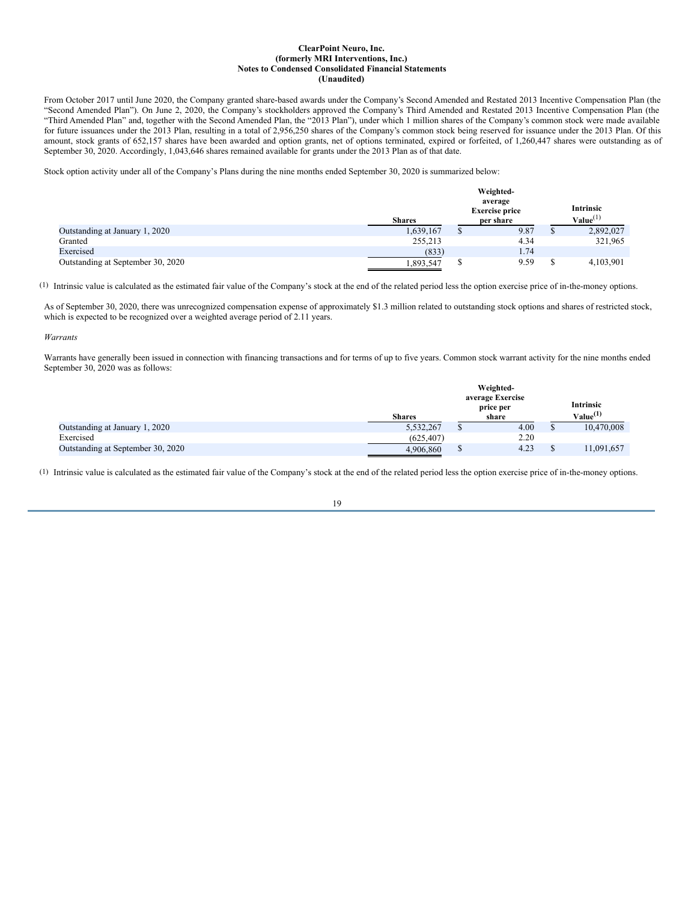**ClearPoint Neuro, Inc.**
**(formerly MRI Interventions, Inc.)**
**Notes to Condensed Consolidated Financial Statements**
**(Unaudited)**

From October 2017 until June 2020, the Company granted share-based awards under the Company's Second Amended and Restated 2013 Incentive Compensation Plan (the "Second Amended Plan"). On June 2, 2020, the Company's stockholders approved the Company's Third Amended and Restated 2013 Incentive Compensation Plan (the "Third Amended Plan" and, together with the Second Amended Plan, the "2013 Plan"), under which 1 million shares of the Company's common stock were made available for future issuances under the 2013 Plan, resulting in a total of 2,956,250 shares of the Company's common stock being reserved for issuance under the 2013 Plan. Of this amount, stock grants of 652,157 shares have been awarded and option grants, net of options terminated, expired or forfeited, of 1,260,447 shares were outstanding as of September 30, 2020. Accordingly, 1,043,646 shares remained available for grants under the 2013 Plan as of that date.

Stock option activity under all of the Company's Plans during the nine months ended September 30, 2020 is summarized below:

| | Shares | Weighted-average Exercise price per share | Intrinsic Value[(1)] |
|---|---|---|---|
| Outstanding at January 1, 2020 | 1,639,167 | $ 9.87 | $ 2,892,027 |
| Granted | 255,213 | 4.34 | 321,965 |
| Exercised | (833) | 1.74 | |
| Outstanding at September 30, 2020 | 1,893,547 | $ 9.59 | $ 4,103,901 |

(1) Intrinsic value is calculated as the estimated fair value of the Company's stock at the end of the related period less the option exercise price of in-the-money options.

As of September 30, 2020, there was unrecognized compensation expense of approximately $1.3 million related to outstanding stock options and shares of restricted stock, which is expected to be recognized over a weighted average period of 2.11 years.

*Warrants*

Warrants have generally been issued in connection with financing transactions and for terms of up to five years. Common stock warrant activity for the nine months ended September 30, 2020 was as follows:

| | Shares | Weighted-average Exercise price per share | Intrinsic Value[(1)] |
|---|---|---|---|
| Outstanding at January 1, 2020 | 5,532,267 | $ 4.00 | $ 10,470,008 |
| Exercised | (625,407) | 2.20 | |
| Outstanding at September 30, 2020 | 4,906,860 | $ 4.23 | $ 11,091,657 |

(1) Intrinsic value is calculated as the estimated fair value of the Company's stock at the end of the related period less the option exercise price of in-the-money options.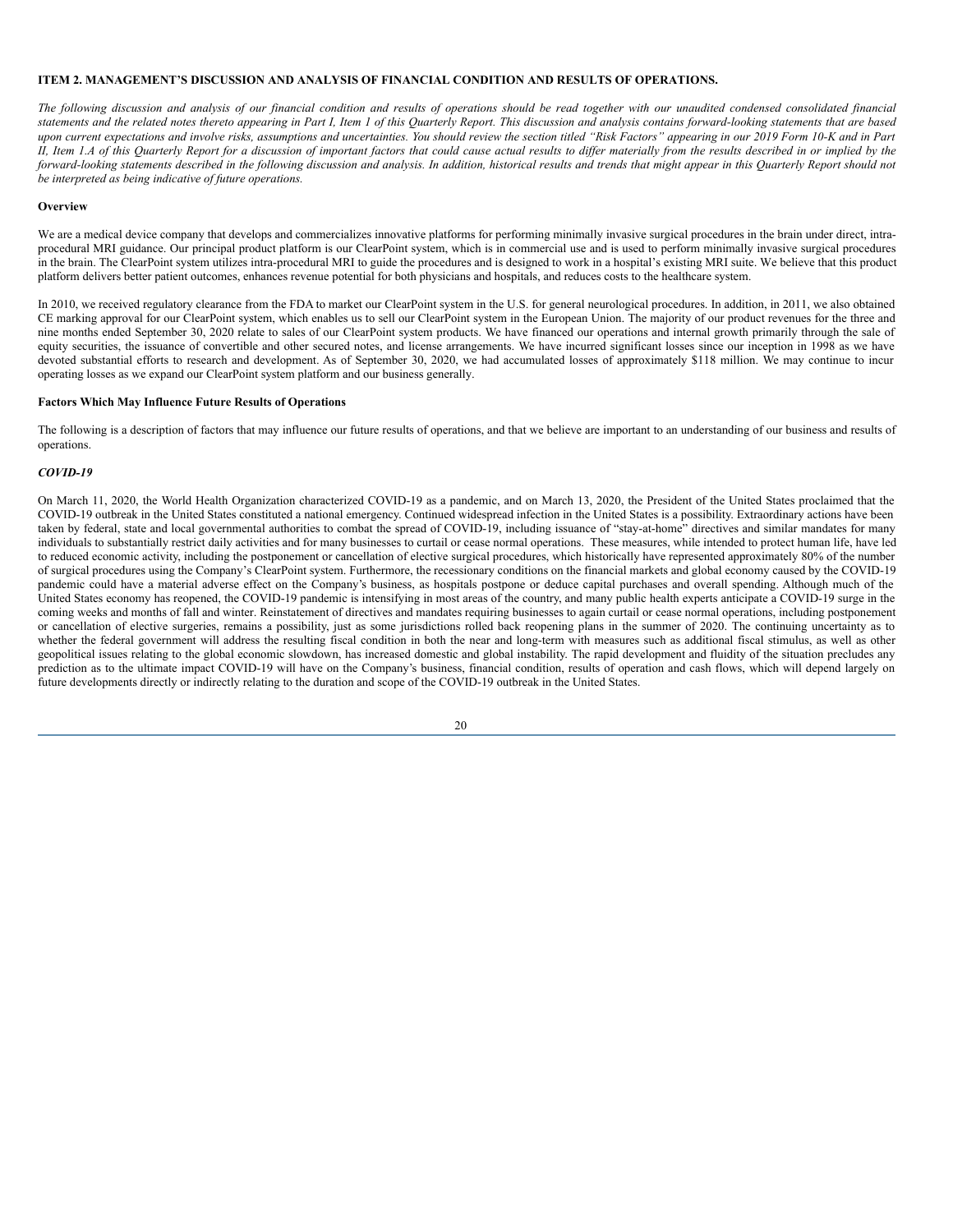## ITEM 2. MANAGEMENT'S DISCUSSION AND ANALYSIS OF FINANCIAL CONDITION AND RESULTS OF OPERATIONS.

*The following discussion and analysis of our financial condition and results of operations should be read together with our unaudited condensed consolidated financial statements and the related notes thereto appearing in Part I, Item 1 of this Quarterly Report. This discussion and analysis contains forward-looking statements that are based upon current expectations and involve risks, assumptions and uncertainties. You should review the section titled "Risk Factors" appearing in our 2019 Form 10-K and in Part II, Item 1.A of this Quarterly Report for a discussion of important factors that could cause actual results to differ materially from the results described in or implied by the forward-looking statements described in the following discussion and analysis. In addition, historical results and trends that might appear in this Quarterly Report should not be interpreted as being indicative of future operations.*

### Overview

We are a medical device company that develops and commercializes innovative platforms for performing minimally invasive surgical procedures in the brain under direct, intra-procedural MRI guidance. Our principal product platform is our ClearPoint system, which is in commercial use and is used to perform minimally invasive surgical procedures in the brain. The ClearPoint system utilizes intra-procedural MRI to guide the procedures and is designed to work in a hospital's existing MRI suite. We believe that this product platform delivers better patient outcomes, enhances revenue potential for both physicians and hospitals, and reduces costs to the healthcare system.

In 2010, we received regulatory clearance from the FDA to market our ClearPoint system in the U.S. for general neurological procedures. In addition, in 2011, we also obtained CE marking approval for our ClearPoint system, which enables us to sell our ClearPoint system in the European Union. The majority of our product revenues for the three and nine months ended September 30, 2020 relate to sales of our ClearPoint system products. We have financed our operations and internal growth primarily through the sale of equity securities, the issuance of convertible and other secured notes, and license arrangements. We have incurred significant losses since our inception in 1998 as we have devoted substantial efforts to research and development. As of September 30, 2020, we had accumulated losses of approximately $118 million. We may continue to incur operating losses as we expand our ClearPoint system platform and our business generally.

### Factors Which May Influence Future Results of Operations

The following is a description of factors that may influence our future results of operations, and that we believe are important to an understanding of our business and results of operations.

#### *COVID-19*

On March 11, 2020, the World Health Organization characterized COVID-19 as a pandemic, and on March 13, 2020, the President of the United States proclaimed that the COVID-19 outbreak in the United States constituted a national emergency. Continued widespread infection in the United States is a possibility. Extraordinary actions have been taken by federal, state and local governmental authorities to combat the spread of COVID-19, including issuance of "stay-at-home" directives and similar mandates for many individuals to substantially restrict daily activities and for many businesses to curtail or cease normal operations. These measures, while intended to protect human life, have led to reduced economic activity, including the postponement or cancellation of elective surgical procedures, which historically have represented approximately 80% of the number of surgical procedures using the Company's ClearPoint system. Furthermore, the recessionary conditions on the financial markets and global economy caused by the COVID-19 pandemic could have a material adverse effect on the Company's business, as hospitals postpone or deduce capital purchases and overall spending. Although much of the United States economy has reopened, the COVID-19 pandemic is intensifying in most areas of the country, and many public health experts anticipate a COVID-19 surge in the coming weeks and months of fall and winter. Reinstatement of directives and mandates requiring businesses to again curtail or cease normal operations, including postponement or cancellation of elective surgeries, remains a possibility, just as some jurisdictions rolled back reopening plans in the summer of 2020. The continuing uncertainty as to whether the federal government will address the resulting fiscal condition in both the near and long-term with measures such as additional fiscal stimulus, as well as other geopolitical issues relating to the global economic slowdown, has increased domestic and global instability. The rapid development and fluidity of the situation precludes any prediction as to the ultimate impact COVID-19 will have on the Company's business, financial condition, results of operation and cash flows, which will depend largely on future developments directly or indirectly relating to the duration and scope of the COVID-19 outbreak in the United States.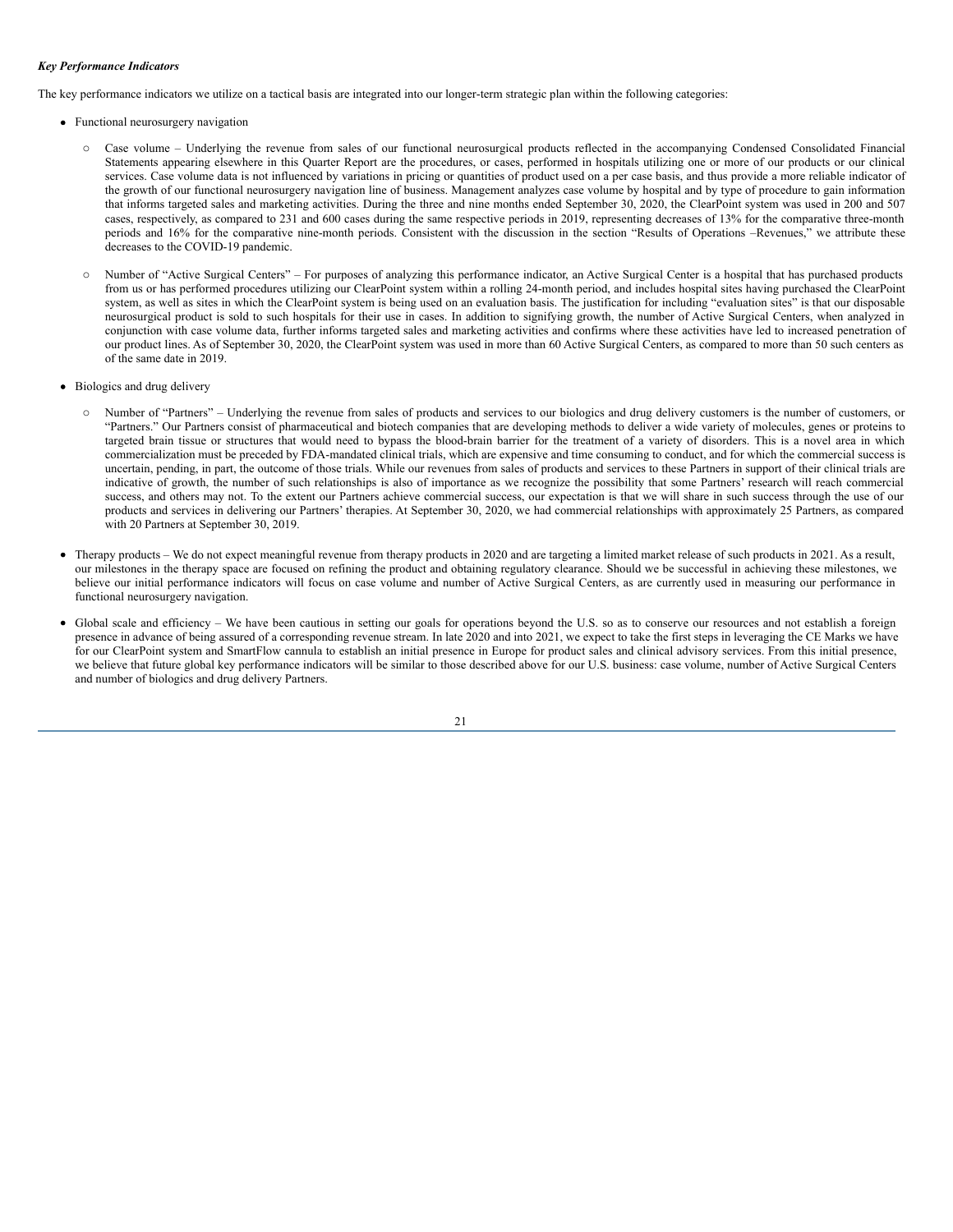***Key Performance Indicators***

The key performance indicators we utilize on a tactical basis are integrated into our longer-term strategic plan within the following categories:

- Functional neurosurgery navigation
  - Case volume – Underlying the revenue from sales of our functional neurosurgical products reflected in the accompanying Condensed Consolidated Financial Statements appearing elsewhere in this Quarter Report are the procedures, or cases, performed in hospitals utilizing one or more of our products or our clinical services. Case volume data is not influenced by variations in pricing or quantities of product used on a per case basis, and thus provide a more reliable indicator of the growth of our functional neurosurgery navigation line of business. Management analyzes case volume by hospital and by type of procedure to gain information that informs targeted sales and marketing activities. During the three and nine months ended September 30, 2020, the ClearPoint system was used in 200 and 507 cases, respectively, as compared to 231 and 600 cases during the same respective periods in 2019, representing decreases of 13% for the comparative three-month periods and 16% for the comparative nine-month periods. Consistent with the discussion in the section "Results of Operations –Revenues," we attribute these decreases to the COVID-19 pandemic.
  - Number of "Active Surgical Centers" – For purposes of analyzing this performance indicator, an Active Surgical Center is a hospital that has purchased products from us or has performed procedures utilizing our ClearPoint system within a rolling 24-month period, and includes hospital sites having purchased the ClearPoint system, as well as sites in which the ClearPoint system is being used on an evaluation basis. The justification for including "evaluation sites" is that our disposable neurosurgical product is sold to such hospitals for their use in cases. In addition to signifying growth, the number of Active Surgical Centers, when analyzed in conjunction with case volume data, further informs targeted sales and marketing activities and confirms where these activities have led to increased penetration of our product lines. As of September 30, 2020, the ClearPoint system was used in more than 60 Active Surgical Centers, as compared to more than 50 such centers as of the same date in 2019.
- Biologics and drug delivery
  - Number of "Partners" – Underlying the revenue from sales of products and services to our biologics and drug delivery customers is the number of customers, or "Partners." Our Partners consist of pharmaceutical and biotech companies that are developing methods to deliver a wide variety of molecules, genes or proteins to targeted brain tissue or structures that would need to bypass the blood-brain barrier for the treatment of a variety of disorders. This is a novel area in which commercialization must be preceded by FDA-mandated clinical trials, which are expensive and time consuming to conduct, and for which the commercial success is uncertain, pending, in part, the outcome of those trials. While our revenues from sales of products and services to these Partners in support of their clinical trials are indicative of growth, the number of such relationships is also of importance as we recognize the possibility that some Partners' research will reach commercial success, and others may not. To the extent our Partners achieve commercial success, our expectation is that we will share in such success through the use of our products and services in delivering our Partners' therapies. At September 30, 2020, we had commercial relationships with approximately 25 Partners, as compared with 20 Partners at September 30, 2019.
- Therapy products – We do not expect meaningful revenue from therapy products in 2020 and are targeting a limited market release of such products in 2021. As a result, our milestones in the therapy space are focused on refining the product and obtaining regulatory clearance. Should we be successful in achieving these milestones, we believe our initial performance indicators will focus on case volume and number of Active Surgical Centers, as are currently used in measuring our performance in functional neurosurgery navigation.
- Global scale and efficiency – We have been cautious in setting our goals for operations beyond the U.S. so as to conserve our resources and not establish a foreign presence in advance of being assured of a corresponding revenue stream. In late 2020 and into 2021, we expect to take the first steps in leveraging the CE Marks we have for our ClearPoint system and SmartFlow cannula to establish an initial presence in Europe for product sales and clinical advisory services. From this initial presence, we believe that future global key performance indicators will be similar to those described above for our U.S. business: case volume, number of Active Surgical Centers and number of biologics and drug delivery Partners.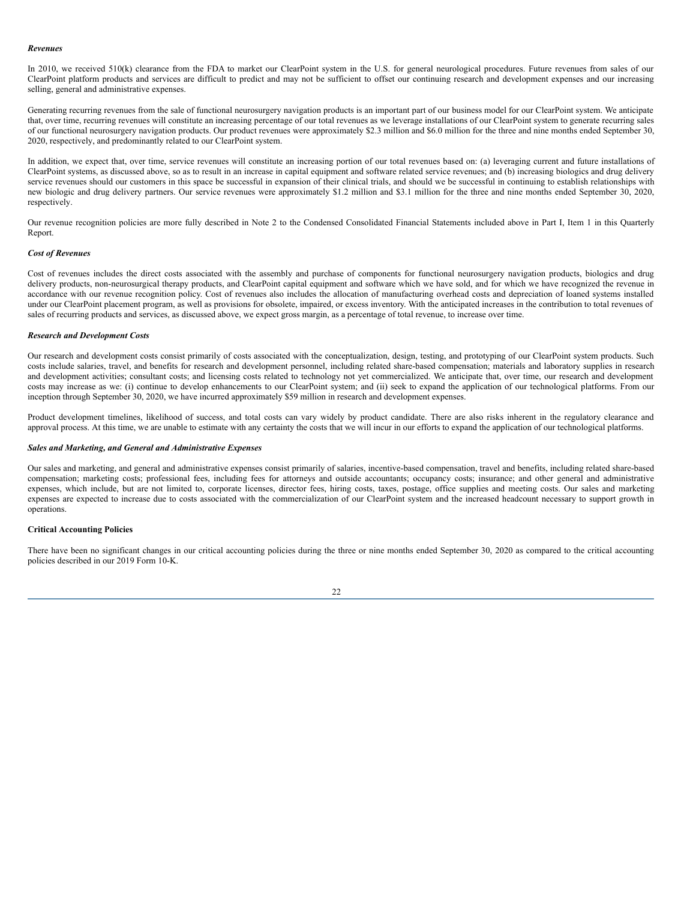***Revenues***

In 2010, we received 510(k) clearance from the FDA to market our ClearPoint system in the U.S. for general neurological procedures. Future revenues from sales of our ClearPoint platform products and services are difficult to predict and may not be sufficient to offset our continuing research and development expenses and our increasing selling, general and administrative expenses.

Generating recurring revenues from the sale of functional neurosurgery navigation products is an important part of our business model for our ClearPoint system. We anticipate that, over time, recurring revenues will constitute an increasing percentage of our total revenues as we leverage installations of our ClearPoint system to generate recurring sales of our functional neurosurgery navigation products. Our product revenues were approximately $2.3 million and $6.0 million for the three and nine months ended September 30, 2020, respectively, and predominantly related to our ClearPoint system.

In addition, we expect that, over time, service revenues will constitute an increasing portion of our total revenues based on: (a) leveraging current and future installations of ClearPoint systems, as discussed above, so as to result in an increase in capital equipment and software related service revenues; and (b) increasing biologics and drug delivery service revenues should our customers in this space be successful in expansion of their clinical trials, and should we be successful in continuing to establish relationships with new biologic and drug delivery partners. Our service revenues were approximately $1.2 million and $3.1 million for the three and nine months ended September 30, 2020, respectively.

Our revenue recognition policies are more fully described in Note 2 to the Condensed Consolidated Financial Statements included above in Part I, Item 1 in this Quarterly Report.

***Cost of Revenues***

Cost of revenues includes the direct costs associated with the assembly and purchase of components for functional neurosurgery navigation products, biologics and drug delivery products, non-neurosurgical therapy products, and ClearPoint capital equipment and software which we have sold, and for which we have recognized the revenue in accordance with our revenue recognition policy. Cost of revenues also includes the allocation of manufacturing overhead costs and depreciation of loaned systems installed under our ClearPoint placement program, as well as provisions for obsolete, impaired, or excess inventory. With the anticipated increases in the contribution to total revenues of sales of recurring products and services, as discussed above, we expect gross margin, as a percentage of total revenue, to increase over time.

***Research and Development Costs***

Our research and development costs consist primarily of costs associated with the conceptualization, design, testing, and prototyping of our ClearPoint system products. Such costs include salaries, travel, and benefits for research and development personnel, including related share-based compensation; materials and laboratory supplies in research and development activities; consultant costs; and licensing costs related to technology not yet commercialized. We anticipate that, over time, our research and development costs may increase as we: (i) continue to develop enhancements to our ClearPoint system; and (ii) seek to expand the application of our technological platforms. From our inception through September 30, 2020, we have incurred approximately $59 million in research and development expenses.

Product development timelines, likelihood of success, and total costs can vary widely by product candidate. There are also risks inherent in the regulatory clearance and approval process. At this time, we are unable to estimate with any certainty the costs that we will incur in our efforts to expand the application of our technological platforms.

***Sales and Marketing, and General and Administrative Expenses***

Our sales and marketing, and general and administrative expenses consist primarily of salaries, incentive-based compensation, travel and benefits, including related share-based compensation; marketing costs; professional fees, including fees for attorneys and outside accountants; occupancy costs; insurance; and other general and administrative expenses, which include, but are not limited to, corporate licenses, director fees, hiring costs, taxes, postage, office supplies and meeting costs. Our sales and marketing expenses are expected to increase due to costs associated with the commercialization of our ClearPoint system and the increased headcount necessary to support growth in operations.

**Critical Accounting Policies**

There have been no significant changes in our critical accounting policies during the three or nine months ended September 30, 2020 as compared to the critical accounting policies described in our 2019 Form 10-K.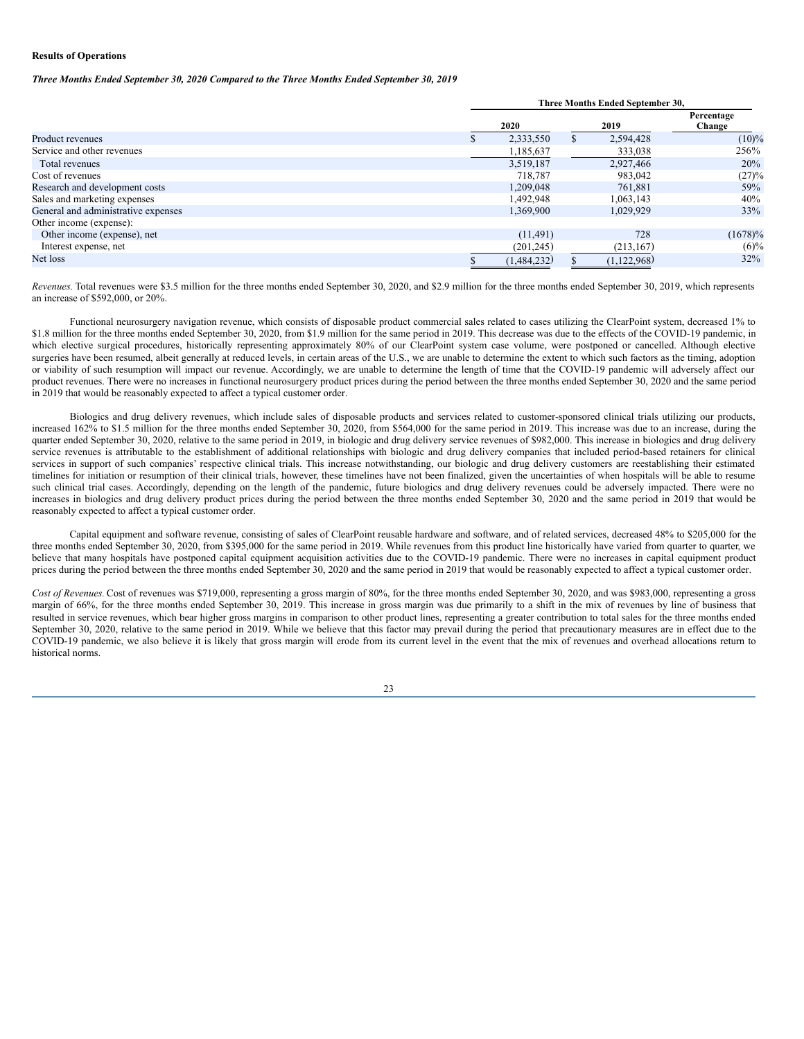**Results of Operations**

***Three Months Ended September 30, 2020 Compared to the Three Months Ended September 30, 2019***

| | Three Months Ended September 30, | | |
|---|---|---|---|
| | 2020 | 2019 | Percentage Change |
| Product revenues | $ 2,333,550 | $ 2,594,428 | (10)% |
| Service and other revenues | 1,185,637 | 333,038 | 256% |
| Total revenues | 3,519,187 | 2,927,466 | 20% |
| Cost of revenues | 718,787 | 983,042 | (27)% |
| Research and development costs | 1,209,048 | 761,881 | 59% |
| Sales and marketing expenses | 1,492,948 | 1,063,143 | 40% |
| General and administrative expenses | 1,369,900 | 1,029,929 | 33% |
| Other income (expense): | | | |
| Other income (expense), net | (11,491) | 728 | (1678)% |
| Interest expense, net | (201,245) | (213,167) | (6)% |
| Net loss | $ (1,484,232) | $ (1,122,968) | 32% |

*Revenues.* Total revenues were $3.5 million for the three months ended September 30, 2020, and $2.9 million for the three months ended September 30, 2019, which represents an increase of $592,000, or 20%.

Functional neurosurgery navigation revenue, which consists of disposable product commercial sales related to cases utilizing the ClearPoint system, decreased 1% to $1.8 million for the three months ended September 30, 2020, from $1.9 million for the same period in 2019. This decrease was due to the effects of the COVID-19 pandemic, in which elective surgical procedures, historically representing approximately 80% of our ClearPoint system case volume, were postponed or cancelled. Although elective surgeries have been resumed, albeit generally at reduced levels, in certain areas of the U.S., we are unable to determine the extent to which such factors as the timing, adoption or viability of such resumption will impact our revenue. Accordingly, we are unable to determine the length of time that the COVID-19 pandemic will adversely affect our product revenues. There were no increases in functional neurosurgery product prices during the period between the three months ended September 30, 2020 and the same period in 2019 that would be reasonably expected to affect a typical customer order.

Biologics and drug delivery revenues, which include sales of disposable products and services related to customer-sponsored clinical trials utilizing our products, increased 162% to $1.5 million for the three months ended September 30, 2020, from $564,000 for the same period in 2019. This increase was due to an increase, during the quarter ended September 30, 2020, relative to the same period in 2019, in biologic and drug delivery service revenues of $982,000. This increase in biologics and drug delivery service revenues is attributable to the establishment of additional relationships with biologic and drug delivery companies that included period-based retainers for clinical services in support of such companies' respective clinical trials. This increase notwithstanding, our biologic and drug delivery customers are reestablishing their estimated timelines for initiation or resumption of their clinical trials, however, these timelines have not been finalized, given the uncertainties of when hospitals will be able to resume such clinical trial cases. Accordingly, depending on the length of the pandemic, future biologics and drug delivery revenues could be adversely impacted. There were no increases in biologics and drug delivery product prices during the period between the three months ended September 30, 2020 and the same period in 2019 that would be reasonably expected to affect a typical customer order.

Capital equipment and software revenue, consisting of sales of ClearPoint reusable hardware and software, and of related services, decreased 48% to $205,000 for the three months ended September 30, 2020, from $395,000 for the same period in 2019. While revenues from this product line historically have varied from quarter to quarter, we believe that many hospitals have postponed capital equipment acquisition activities due to the COVID-19 pandemic. There were no increases in capital equipment product prices during the period between the three months ended September 30, 2020 and the same period in 2019 that would be reasonably expected to affect a typical customer order.

*Cost of Revenues.* Cost of revenues was $719,000, representing a gross margin of 80%, for the three months ended September 30, 2020, and was $983,000, representing a gross margin of 66%, for the three months ended September 30, 2019. This increase in gross margin was due primarily to a shift in the mix of revenues by line of business that resulted in service revenues, which bear higher gross margins in comparison to other product lines, representing a greater contribution to total sales for the three months ended September 30, 2020, relative to the same period in 2019. While we believe that this factor may prevail during the period that precautionary measures are in effect due to the COVID-19 pandemic, we also believe it is likely that gross margin will erode from its current level in the event that the mix of revenues and overhead allocations return to historical norms.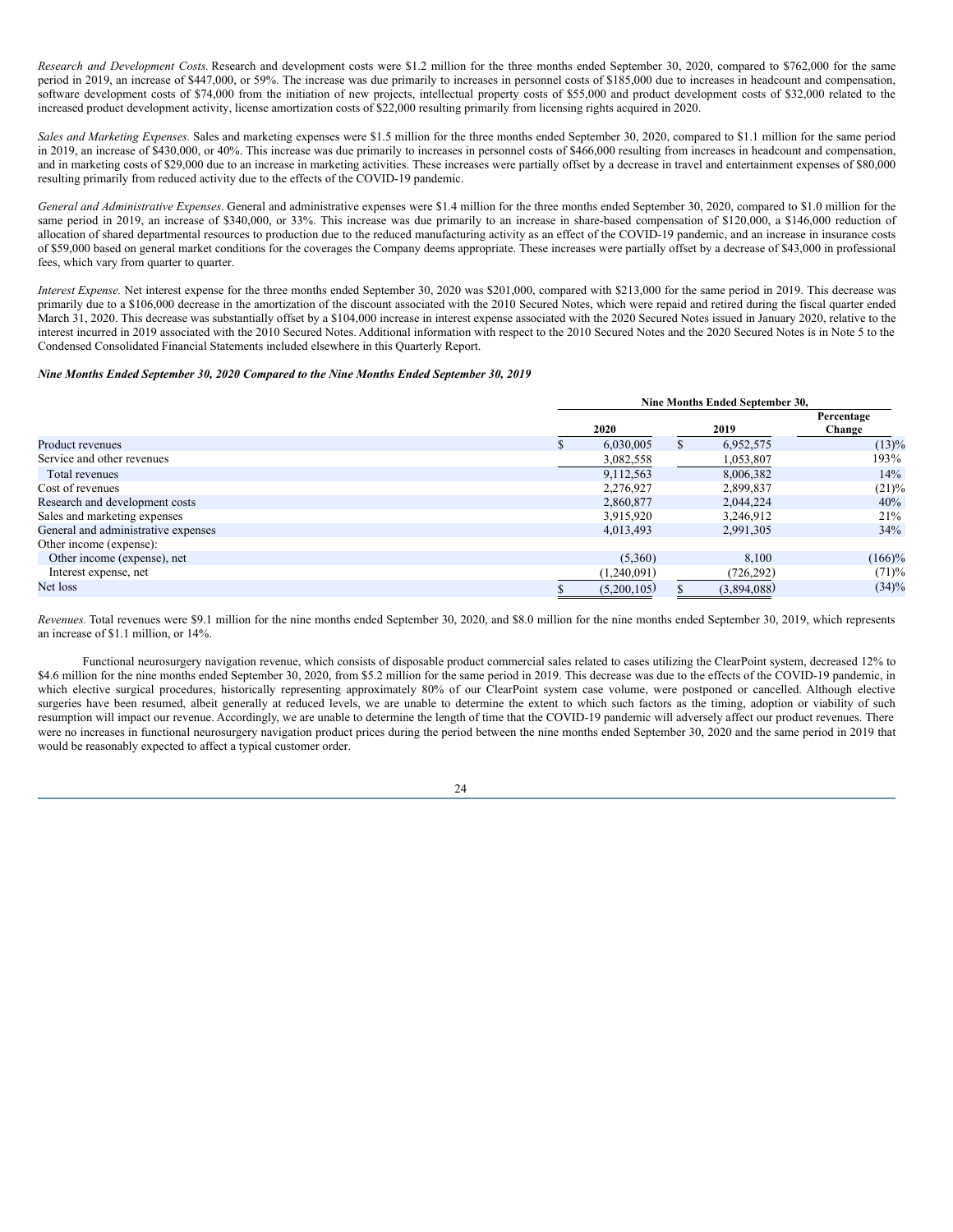*Research and Development Costs.* Research and development costs were $1.2 million for the three months ended September 30, 2020, compared to $762,000 for the same period in 2019, an increase of $447,000, or 59%. The increase was due primarily to increases in personnel costs of $185,000 due to increases in headcount and compensation, software development costs of $74,000 from the initiation of new projects, intellectual property costs of $55,000 and product development costs of $32,000 related to the increased product development activity, license amortization costs of $22,000 resulting primarily from licensing rights acquired in 2020.

*Sales and Marketing Expenses.* Sales and marketing expenses were $1.5 million for the three months ended September 30, 2020, compared to $1.1 million for the same period in 2019, an increase of $430,000, or 40%. This increase was due primarily to increases in personnel costs of $466,000 resulting from increases in headcount and compensation, and in marketing costs of $29,000 due to an increase in marketing activities. These increases were partially offset by a decrease in travel and entertainment expenses of $80,000 resulting primarily from reduced activity due to the effects of the COVID-19 pandemic.

*General and Administrative Expenses.* General and administrative expenses were $1.4 million for the three months ended September 30, 2020, compared to $1.0 million for the same period in 2019, an increase of $340,000, or 33%. This increase was due primarily to an increase in share-based compensation of $120,000, a $146,000 reduction of allocation of shared departmental resources to production due to the reduced manufacturing activity as an effect of the COVID-19 pandemic, and an increase in insurance costs of $59,000 based on general market conditions for the coverages the Company deems appropriate. These increases were partially offset by a decrease of $43,000 in professional fees, which vary from quarter to quarter.

*Interest Expense.* Net interest expense for the three months ended September 30, 2020 was $201,000, compared with $213,000 for the same period in 2019. This decrease was primarily due to a $106,000 decrease in the amortization of the discount associated with the 2010 Secured Notes, which were repaid and retired during the fiscal quarter ended March 31, 2020. This decrease was substantially offset by a $104,000 increase in interest expense associated with the 2020 Secured Notes issued in January 2020, relative to the interest incurred in 2019 associated with the 2010 Secured Notes. Additional information with respect to the 2010 Secured Notes and the 2020 Secured Notes is in Note 5 to the Condensed Consolidated Financial Statements included elsewhere in this Quarterly Report.

***Nine Months Ended September 30, 2020 Compared to the Nine Months Ended September 30, 2019***

| | Nine Months Ended September 30, | | |
|---|---|---|---|
| | 2020 | 2019 | Percentage Change |
| Product revenues | $ 6,030,005 | $ 6,952,575 | (13)% |
| Service and other revenues | 3,082,558 | 1,053,807 | 193% |
| Total revenues | 9,112,563 | 8,006,382 | 14% |
| Cost of revenues | 2,276,927 | 2,899,837 | (21)% |
| Research and development costs | 2,860,877 | 2,044,224 | 40% |
| Sales and marketing expenses | 3,915,920 | 3,246,912 | 21% |
| General and administrative expenses | 4,013,493 | 2,991,305 | 34% |
| Other income (expense): | | | |
| Other income (expense), net | (5,360) | 8,100 | (166)% |
| Interest expense, net | (1,240,091) | (726,292) | (71)% |
| Net loss | $ (5,200,105) | $ (3,894,088) | (34)% |

*Revenues.* Total revenues were $9.1 million for the nine months ended September 30, 2020, and $8.0 million for the nine months ended September 30, 2019, which represents an increase of $1.1 million, or 14%.

Functional neurosurgery navigation revenue, which consists of disposable product commercial sales related to cases utilizing the ClearPoint system, decreased 12% to $4.6 million for the nine months ended September 30, 2020, from $5.2 million for the same period in 2019. This decrease was due to the effects of the COVID-19 pandemic, in which elective surgical procedures, historically representing approximately 80% of our ClearPoint system case volume, were postponed or cancelled. Although elective surgeries have been resumed, albeit generally at reduced levels, we are unable to determine the extent to which such factors as the timing, adoption or viability of such resumption will impact our revenue. Accordingly, we are unable to determine the length of time that the COVID-19 pandemic will adversely affect our product revenues. There were no increases in functional neurosurgery navigation product prices during the period between the nine months ended September 30, 2020 and the same period in 2019 that would be reasonably expected to affect a typical customer order.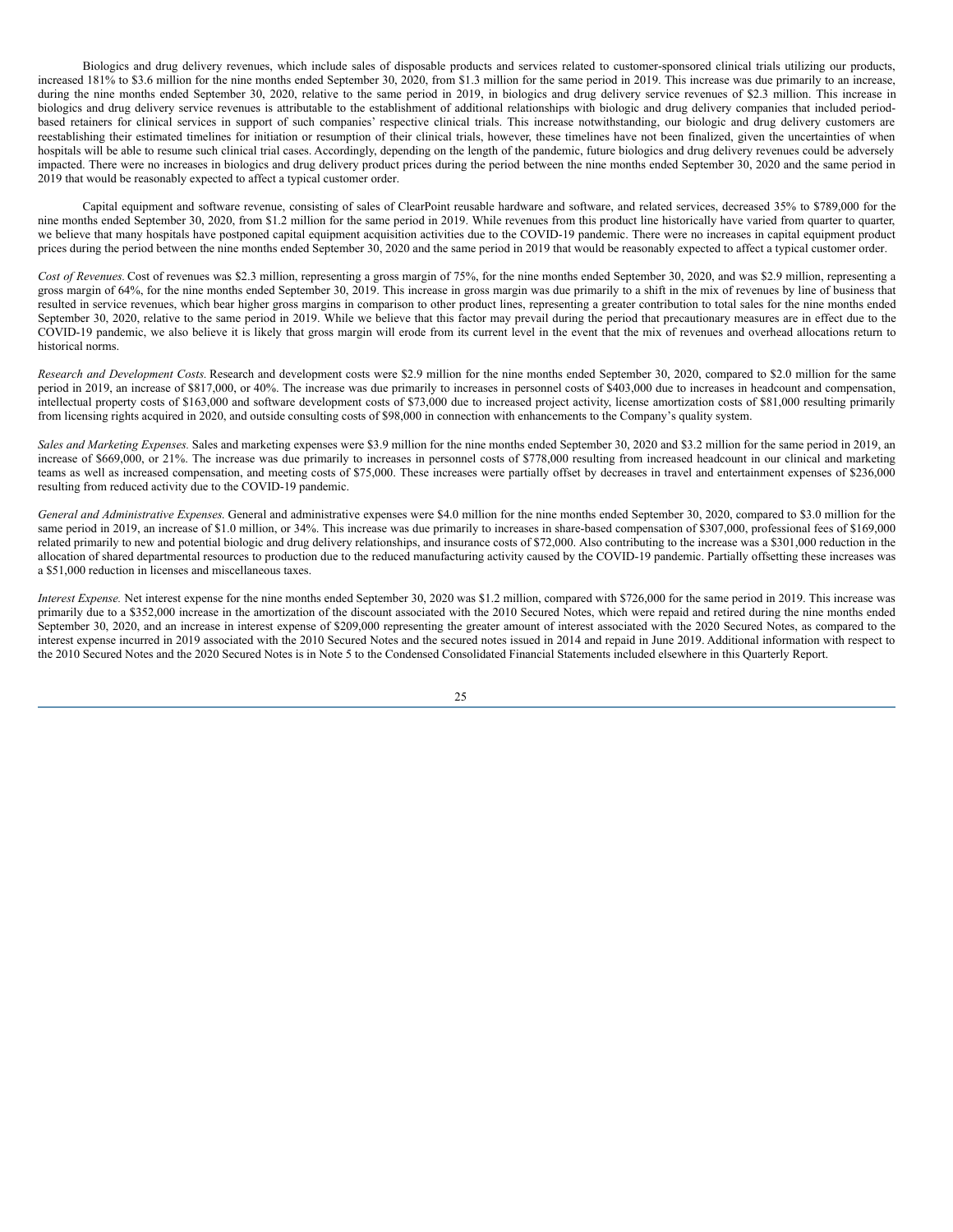Biologics and drug delivery revenues, which include sales of disposable products and services related to customer-sponsored clinical trials utilizing our products, increased 181% to $3.6 million for the nine months ended September 30, 2020, from $1.3 million for the same period in 2019. This increase was due primarily to an increase, during the nine months ended September 30, 2020, relative to the same period in 2019, in biologics and drug delivery service revenues of $2.3 million. This increase in biologics and drug delivery service revenues is attributable to the establishment of additional relationships with biologic and drug delivery companies that included period-based retainers for clinical services in support of such companies' respective clinical trials. This increase notwithstanding, our biologic and drug delivery customers are reestablishing their estimated timelines for initiation or resumption of their clinical trials, however, these timelines have not been finalized, given the uncertainties of when hospitals will be able to resume such clinical trial cases. Accordingly, depending on the length of the pandemic, future biologics and drug delivery revenues could be adversely impacted. There were no increases in biologics and drug delivery product prices during the period between the nine months ended September 30, 2020 and the same period in 2019 that would be reasonably expected to affect a typical customer order.

Capital equipment and software revenue, consisting of sales of ClearPoint reusable hardware and software, and related services, decreased 35% to $789,000 for the nine months ended September 30, 2020, from $1.2 million for the same period in 2019. While revenues from this product line historically have varied from quarter to quarter, we believe that many hospitals have postponed capital equipment acquisition activities due to the COVID-19 pandemic. There were no increases in capital equipment product prices during the period between the nine months ended September 30, 2020 and the same period in 2019 that would be reasonably expected to affect a typical customer order.

*Cost of Revenues.* Cost of revenues was $2.3 million, representing a gross margin of 75%, for the nine months ended September 30, 2020, and was $2.9 million, representing a gross margin of 64%, for the nine months ended September 30, 2019. This increase in gross margin was due primarily to a shift in the mix of revenues by line of business that resulted in service revenues, which bear higher gross margins in comparison to other product lines, representing a greater contribution to total sales for the nine months ended September 30, 2020, relative to the same period in 2019. While we believe that this factor may prevail during the period that precautionary measures are in effect due to the COVID-19 pandemic, we also believe it is likely that gross margin will erode from its current level in the event that the mix of revenues and overhead allocations return to historical norms.

*Research and Development Costs.* Research and development costs were $2.9 million for the nine months ended September 30, 2020, compared to $2.0 million for the same period in 2019, an increase of $817,000, or 40%. The increase was due primarily to increases in personnel costs of $403,000 due to increases in headcount and compensation, intellectual property costs of $163,000 and software development costs of $73,000 due to increased project activity, license amortization costs of $81,000 resulting primarily from licensing rights acquired in 2020, and outside consulting costs of $98,000 in connection with enhancements to the Company's quality system.

*Sales and Marketing Expenses.* Sales and marketing expenses were $3.9 million for the nine months ended September 30, 2020 and $3.2 million for the same period in 2019, an increase of $669,000, or 21%. The increase was due primarily to increases in personnel costs of $778,000 resulting from increased headcount in our clinical and marketing teams as well as increased compensation, and meeting costs of $75,000. These increases were partially offset by decreases in travel and entertainment expenses of $236,000 resulting from reduced activity due to the COVID-19 pandemic.

*General and Administrative Expenses.* General and administrative expenses were $4.0 million for the nine months ended September 30, 2020, compared to $3.0 million for the same period in 2019, an increase of $1.0 million, or 34%. This increase was due primarily to increases in share-based compensation of $307,000, professional fees of $169,000 related primarily to new and potential biologic and drug delivery relationships, and insurance costs of $72,000. Also contributing to the increase was a $301,000 reduction in the allocation of shared departmental resources to production due to the reduced manufacturing activity caused by the COVID-19 pandemic. Partially offsetting these increases was a $51,000 reduction in licenses and miscellaneous taxes.

*Interest Expense.* Net interest expense for the nine months ended September 30, 2020 was $1.2 million, compared with $726,000 for the same period in 2019. This increase was primarily due to a $352,000 increase in the amortization of the discount associated with the 2010 Secured Notes, which were repaid and retired during the nine months ended September 30, 2020, and an increase in interest expense of $209,000 representing the greater amount of interest associated with the 2020 Secured Notes, as compared to the interest expense incurred in 2019 associated with the 2010 Secured Notes and the secured notes issued in 2014 and repaid in June 2019. Additional information with respect to the 2010 Secured Notes and the 2020 Secured Notes is in Note 5 to the Condensed Consolidated Financial Statements included elsewhere in this Quarterly Report.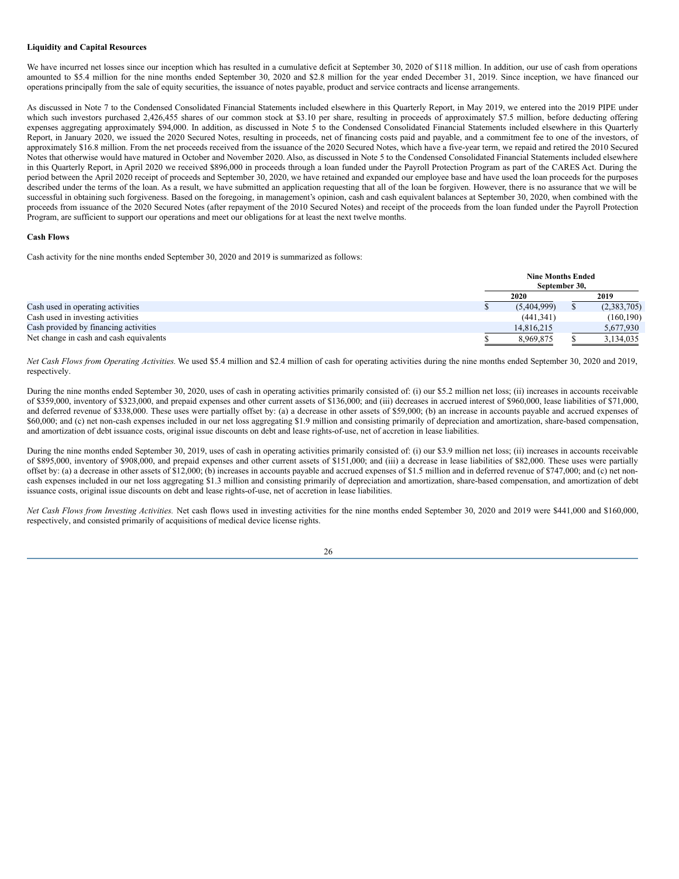**Liquidity and Capital Resources**

We have incurred net losses since our inception which has resulted in a cumulative deficit at September 30, 2020 of $118 million. In addition, our use of cash from operations amounted to $5.4 million for the nine months ended September 30, 2020 and $2.8 million for the year ended December 31, 2019. Since inception, we have financed our operations principally from the sale of equity securities, the issuance of notes payable, product and service contracts and license arrangements.

As discussed in Note 7 to the Condensed Consolidated Financial Statements included elsewhere in this Quarterly Report, in May 2019, we entered into the 2019 PIPE under which such investors purchased 2,426,455 shares of our common stock at $3.10 per share, resulting in proceeds of approximately $7.5 million, before deducting offering expenses aggregating approximately $94,000. In addition, as discussed in Note 5 to the Condensed Consolidated Financial Statements included elsewhere in this Quarterly Report, in January 2020, we issued the 2020 Secured Notes, resulting in proceeds, net of financing costs paid and payable, and a commitment fee to one of the investors, of approximately $16.8 million. From the net proceeds received from the issuance of the 2020 Secured Notes, which have a five-year term, we repaid and retired the 2010 Secured Notes that otherwise would have matured in October and November 2020. Also, as discussed in Note 5 to the Condensed Consolidated Financial Statements included elsewhere in this Quarterly Report, in April 2020 we received $896,000 in proceeds through a loan funded under the Payroll Protection Program as part of the CARES Act. During the period between the April 2020 receipt of proceeds and September 30, 2020, we have retained and expanded our employee base and have used the loan proceeds for the purposes described under the terms of the loan. As a result, we have submitted an application requesting that all of the loan be forgiven. However, there is no assurance that we will be successful in obtaining such forgiveness. Based on the foregoing, in management's opinion, cash and cash equivalent balances at September 30, 2020, when combined with the proceeds from issuance of the 2020 Secured Notes (after repayment of the 2010 Secured Notes) and receipt of the proceeds from the loan funded under the Payroll Protection Program, are sufficient to support our operations and meet our obligations for at least the next twelve months.

**Cash Flows**

Cash activity for the nine months ended September 30, 2020 and 2019 is summarized as follows:

| | Nine Months Ended September 30, | |
|---|---|---|
| | 2020 | 2019 |
| Cash used in operating activities | $ (5,404,999) | $ (2,383,705) |
| Cash used in investing activities | (441,341) | (160,190) |
| Cash provided by financing activities | 14,816,215 | 5,677,930 |
| Net change in cash and cash equivalents | $ 8,969,875 | $ 3,134,035 |

*Net Cash Flows from Operating Activities.* We used $5.4 million and $2.4 million of cash for operating activities during the nine months ended September 30, 2020 and 2019, respectively.

During the nine months ended September 30, 2020, uses of cash in operating activities primarily consisted of: (i) our $5.2 million net loss; (ii) increases in accounts receivable of $359,000, inventory of $323,000, and prepaid expenses and other current assets of $136,000; and (iii) decreases in accrued interest of $960,000, lease liabilities of $71,000, and deferred revenue of $338,000. These uses were partially offset by: (a) a decrease in other assets of $59,000; (b) an increase in accounts payable and accrued expenses of $60,000; and (c) net non-cash expenses included in our net loss aggregating $1.9 million and consisting primarily of depreciation and amortization, share-based compensation, and amortization of debt issuance costs, original issue discounts on debt and lease rights-of-use, net of accretion in lease liabilities.

During the nine months ended September 30, 2019, uses of cash in operating activities primarily consisted of: (i) our $3.9 million net loss; (ii) increases in accounts receivable of $895,000, inventory of $908,000, and prepaid expenses and other current assets of $151,000; and (iii) a decrease in lease liabilities of $82,000. These uses were partially offset by: (a) a decrease in other assets of $12,000; (b) increases in accounts payable and accrued expenses of $1.5 million and in deferred revenue of $747,000; and (c) net non-cash expenses included in our net loss aggregating $1.3 million and consisting primarily of depreciation and amortization, share-based compensation, and amortization of debt issuance costs, original issue discounts on debt and lease rights-of-use, net of accretion in lease liabilities.

*Net Cash Flows from Investing Activities.* Net cash flows used in investing activities for the nine months ended September 30, 2020 and 2019 were $441,000 and $160,000, respectively, and consisted primarily of acquisitions of medical device license rights.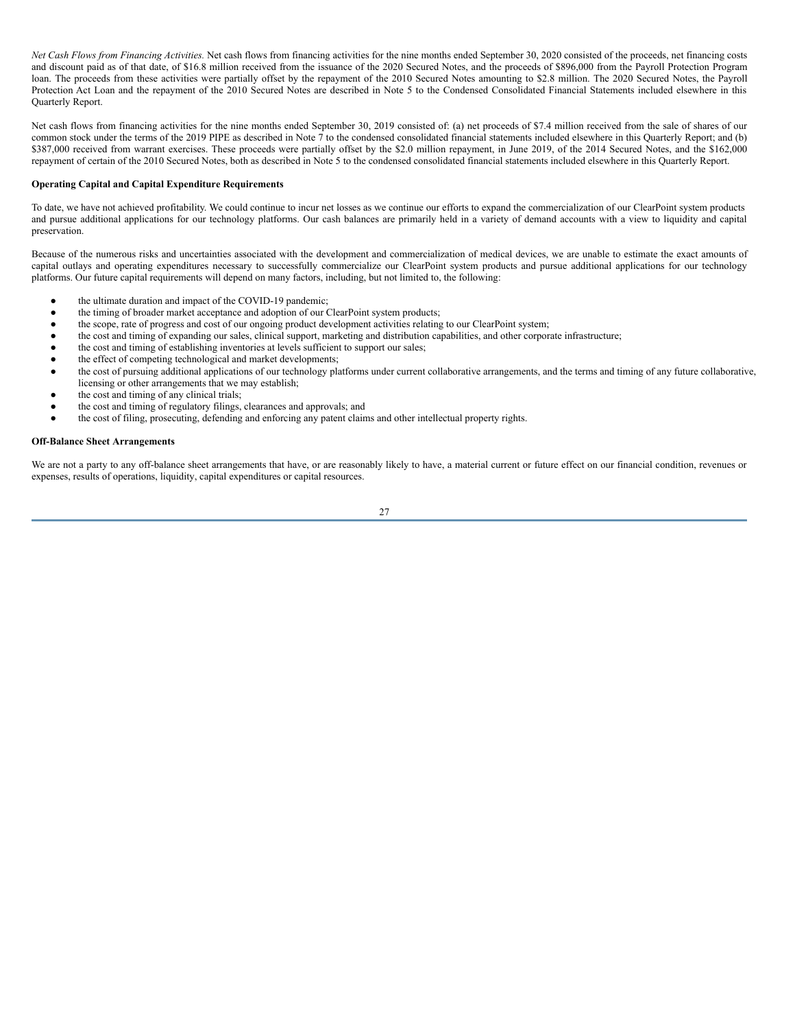*Net Cash Flows from Financing Activities*. Net cash flows from financing activities for the nine months ended September 30, 2020 consisted of the proceeds, net financing costs and discount paid as of that date, of $16.8 million received from the issuance of the 2020 Secured Notes, and the proceeds of $896,000 from the Payroll Protection Program loan. The proceeds from these activities were partially offset by the repayment of the 2010 Secured Notes amounting to $2.8 million. The 2020 Secured Notes, the Payroll Protection Act Loan and the repayment of the 2010 Secured Notes are described in Note 5 to the Condensed Consolidated Financial Statements included elsewhere in this Quarterly Report.

Net cash flows from financing activities for the nine months ended September 30, 2019 consisted of: (a) net proceeds of $7.4 million received from the sale of shares of our common stock under the terms of the 2019 PIPE as described in Note 7 to the condensed consolidated financial statements included elsewhere in this Quarterly Report; and (b) $387,000 received from warrant exercises. These proceeds were partially offset by the $2.0 million repayment, in June 2019, of the 2014 Secured Notes, and the $162,000 repayment of certain of the 2010 Secured Notes, both as described in Note 5 to the condensed consolidated financial statements included elsewhere in this Quarterly Report.

**Operating Capital and Capital Expenditure Requirements**

To date, we have not achieved profitability. We could continue to incur net losses as we continue our efforts to expand the commercialization of our ClearPoint system products and pursue additional applications for our technology platforms. Our cash balances are primarily held in a variety of demand accounts with a view to liquidity and capital preservation.

Because of the numerous risks and uncertainties associated with the development and commercialization of medical devices, we are unable to estimate the exact amounts of capital outlays and operating expenditures necessary to successfully commercialize our ClearPoint system products and pursue additional applications for our technology platforms. Our future capital requirements will depend on many factors, including, but not limited to, the following:

- the ultimate duration and impact of the COVID-19 pandemic;
- the timing of broader market acceptance and adoption of our ClearPoint system products;
- the scope, rate of progress and cost of our ongoing product development activities relating to our ClearPoint system;
- the cost and timing of expanding our sales, clinical support, marketing and distribution capabilities, and other corporate infrastructure;
- the cost and timing of establishing inventories at levels sufficient to support our sales;
- the effect of competing technological and market developments;
- the cost of pursuing additional applications of our technology platforms under current collaborative arrangements, and the terms and timing of any future collaborative, licensing or other arrangements that we may establish;
- the cost and timing of any clinical trials;
- the cost and timing of regulatory filings, clearances and approvals; and
- the cost of filing, prosecuting, defending and enforcing any patent claims and other intellectual property rights.

**Off-Balance Sheet Arrangements**

We are not a party to any off-balance sheet arrangements that have, or are reasonably likely to have, a material current or future effect on our financial condition, revenues or expenses, results of operations, liquidity, capital expenditures or capital resources.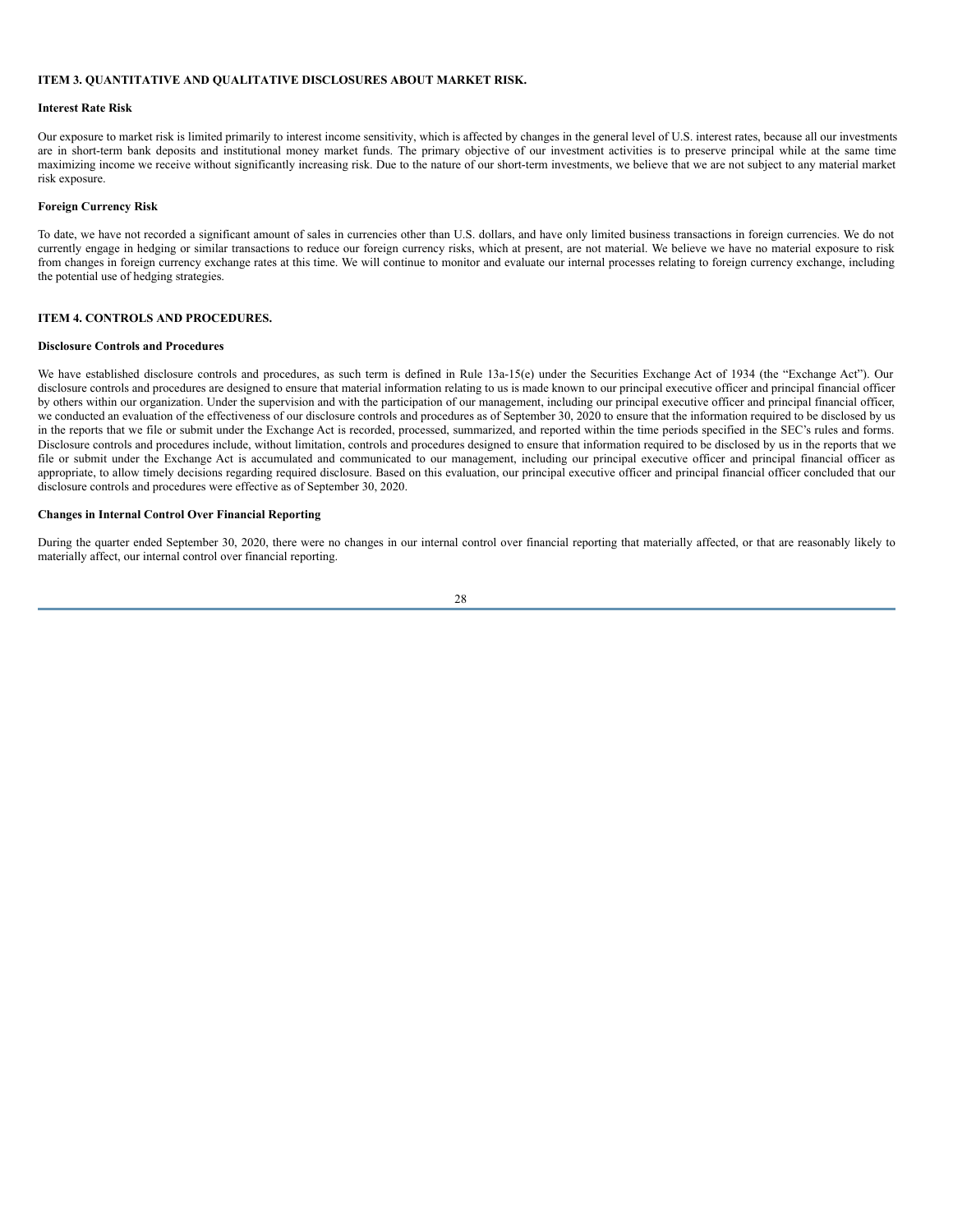## ITEM 3. QUANTITATIVE AND QUALITATIVE DISCLOSURES ABOUT MARKET RISK.

### Interest Rate Risk

Our exposure to market risk is limited primarily to interest income sensitivity, which is affected by changes in the general level of U.S. interest rates, because all our investments are in short-term bank deposits and institutional money market funds. The primary objective of our investment activities is to preserve principal while at the same time maximizing income we receive without significantly increasing risk. Due to the nature of our short-term investments, we believe that we are not subject to any material market risk exposure.

### Foreign Currency Risk

To date, we have not recorded a significant amount of sales in currencies other than U.S. dollars, and have only limited business transactions in foreign currencies. We do not currently engage in hedging or similar transactions to reduce our foreign currency risks, which at present, are not material. We believe we have no material exposure to risk from changes in foreign currency exchange rates at this time. We will continue to monitor and evaluate our internal processes relating to foreign currency exchange, including the potential use of hedging strategies.

## ITEM 4. CONTROLS AND PROCEDURES.

### Disclosure Controls and Procedures

We have established disclosure controls and procedures, as such term is defined in Rule 13a-15(e) under the Securities Exchange Act of 1934 (the "Exchange Act"). Our disclosure controls and procedures are designed to ensure that material information relating to us is made known to our principal executive officer and principal financial officer by others within our organization. Under the supervision and with the participation of our management, including our principal executive officer and principal financial officer, we conducted an evaluation of the effectiveness of our disclosure controls and procedures as of September 30, 2020 to ensure that the information required to be disclosed by us in the reports that we file or submit under the Exchange Act is recorded, processed, summarized, and reported within the time periods specified in the SEC's rules and forms. Disclosure controls and procedures include, without limitation, controls and procedures designed to ensure that information required to be disclosed by us in the reports that we file or submit under the Exchange Act is accumulated and communicated to our management, including our principal executive officer and principal financial officer as appropriate, to allow timely decisions regarding required disclosure. Based on this evaluation, our principal executive officer and principal financial officer concluded that our disclosure controls and procedures were effective as of September 30, 2020.

### Changes in Internal Control Over Financial Reporting

During the quarter ended September 30, 2020, there were no changes in our internal control over financial reporting that materially affected, or that are reasonably likely to materially affect, our internal control over financial reporting.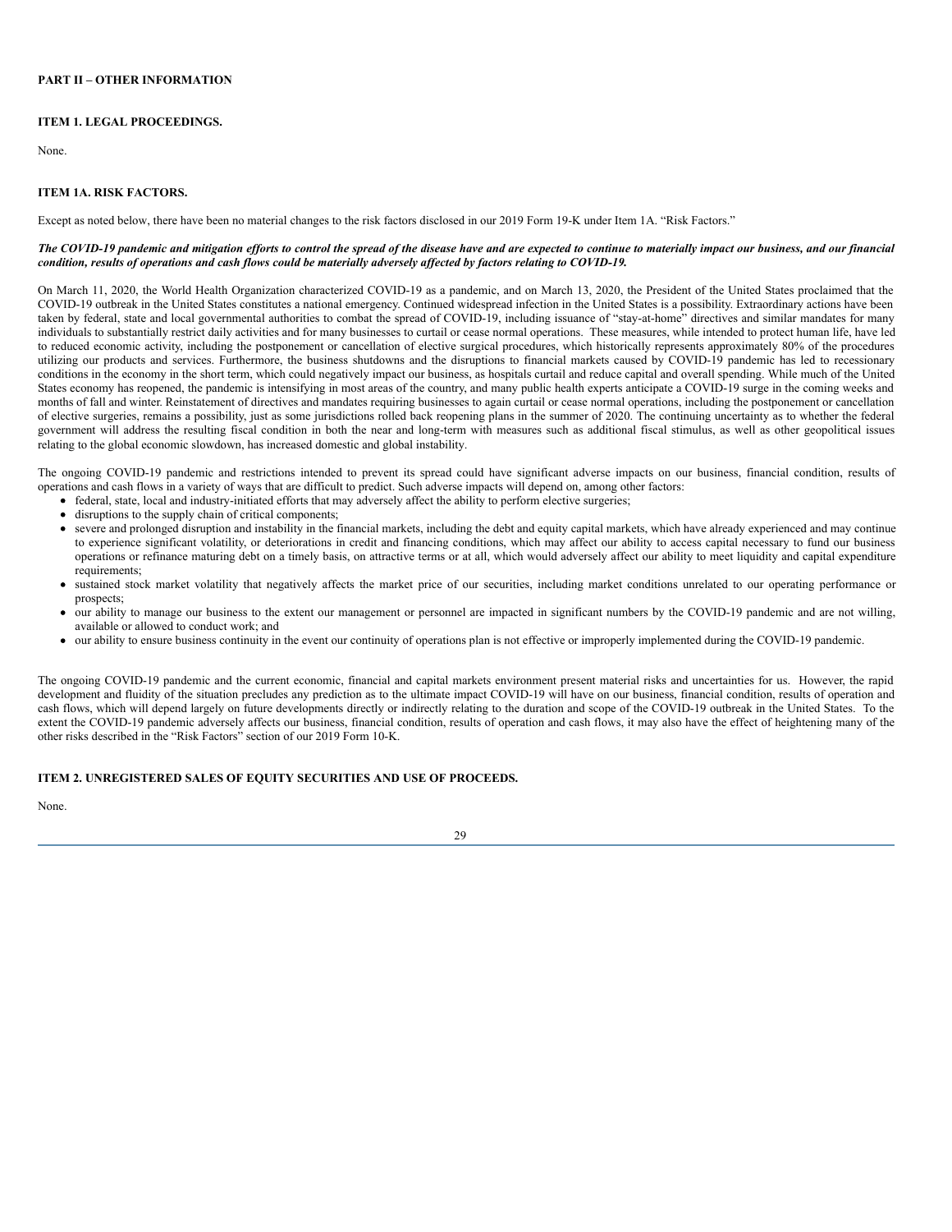**PART II – OTHER INFORMATION**

**ITEM 1. LEGAL PROCEEDINGS.**

None.

**ITEM 1A. RISK FACTORS.**

Except as noted below, there have been no material changes to the risk factors disclosed in our 2019 Form 19-K under Item 1A. "Risk Factors."

***The COVID-19 pandemic and mitigation efforts to control the spread of the disease have and are expected to continue to materially impact our business, and our financial condition, results of operations and cash flows could be materially adversely affected by factors relating to COVID-19.***

On March 11, 2020, the World Health Organization characterized COVID-19 as a pandemic, and on March 13, 2020, the President of the United States proclaimed that the COVID-19 outbreak in the United States constitutes a national emergency. Continued widespread infection in the United States is a possibility. Extraordinary actions have been taken by federal, state and local governmental authorities to combat the spread of COVID-19, including issuance of "stay-at-home" directives and similar mandates for many individuals to substantially restrict daily activities and for many businesses to curtail or cease normal operations. These measures, while intended to protect human life, have led to reduced economic activity, including the postponement or cancellation of elective surgical procedures, which historically represents approximately 80% of the procedures utilizing our products and services. Furthermore, the business shutdowns and the disruptions to financial markets caused by COVID-19 pandemic has led to recessionary conditions in the economy in the short term, which could negatively impact our business, as hospitals curtail and reduce capital and overall spending. While much of the United States economy has reopened, the pandemic is intensifying in most areas of the country, and many public health experts anticipate a COVID-19 surge in the coming weeks and months of fall and winter. Reinstatement of directives and mandates requiring businesses to again curtail or cease normal operations, including the postponement or cancellation of elective surgeries, remains a possibility, just as some jurisdictions rolled back reopening plans in the summer of 2020. The continuing uncertainty as to whether the federal government will address the resulting fiscal condition in both the near and long-term with measures such as additional fiscal stimulus, as well as other geopolitical issues relating to the global economic slowdown, has increased domestic and global instability.

The ongoing COVID-19 pandemic and restrictions intended to prevent its spread could have significant adverse impacts on our business, financial condition, results of operations and cash flows in a variety of ways that are difficult to predict. Such adverse impacts will depend on, among other factors:

- federal, state, local and industry-initiated efforts that may adversely affect the ability to perform elective surgeries;
- disruptions to the supply chain of critical components;
- severe and prolonged disruption and instability in the financial markets, including the debt and equity capital markets, which have already experienced and may continue to experience significant volatility, or deteriorations in credit and financing conditions, which may affect our ability to access capital necessary to fund our business operations or refinance maturing debt on a timely basis, on attractive terms or at all, which would adversely affect our ability to meet liquidity and capital expenditure requirements;
- sustained stock market volatility that negatively affects the market price of our securities, including market conditions unrelated to our operating performance or prospects;
- our ability to manage our business to the extent our management or personnel are impacted in significant numbers by the COVID-19 pandemic and are not willing, available or allowed to conduct work; and
- our ability to ensure business continuity in the event our continuity of operations plan is not effective or improperly implemented during the COVID-19 pandemic.

The ongoing COVID-19 pandemic and the current economic, financial and capital markets environment present material risks and uncertainties for us. However, the rapid development and fluidity of the situation precludes any prediction as to the ultimate impact COVID-19 will have on our business, financial condition, results of operation and cash flows, which will depend largely on future developments directly or indirectly relating to the duration and scope of the COVID-19 outbreak in the United States. To the extent the COVID-19 pandemic adversely affects our business, financial condition, results of operation and cash flows, it may also have the effect of heightening many of the other risks described in the "Risk Factors" section of our 2019 Form 10-K.

**ITEM 2. UNREGISTERED SALES OF EQUITY SECURITIES AND USE OF PROCEEDS.**

None.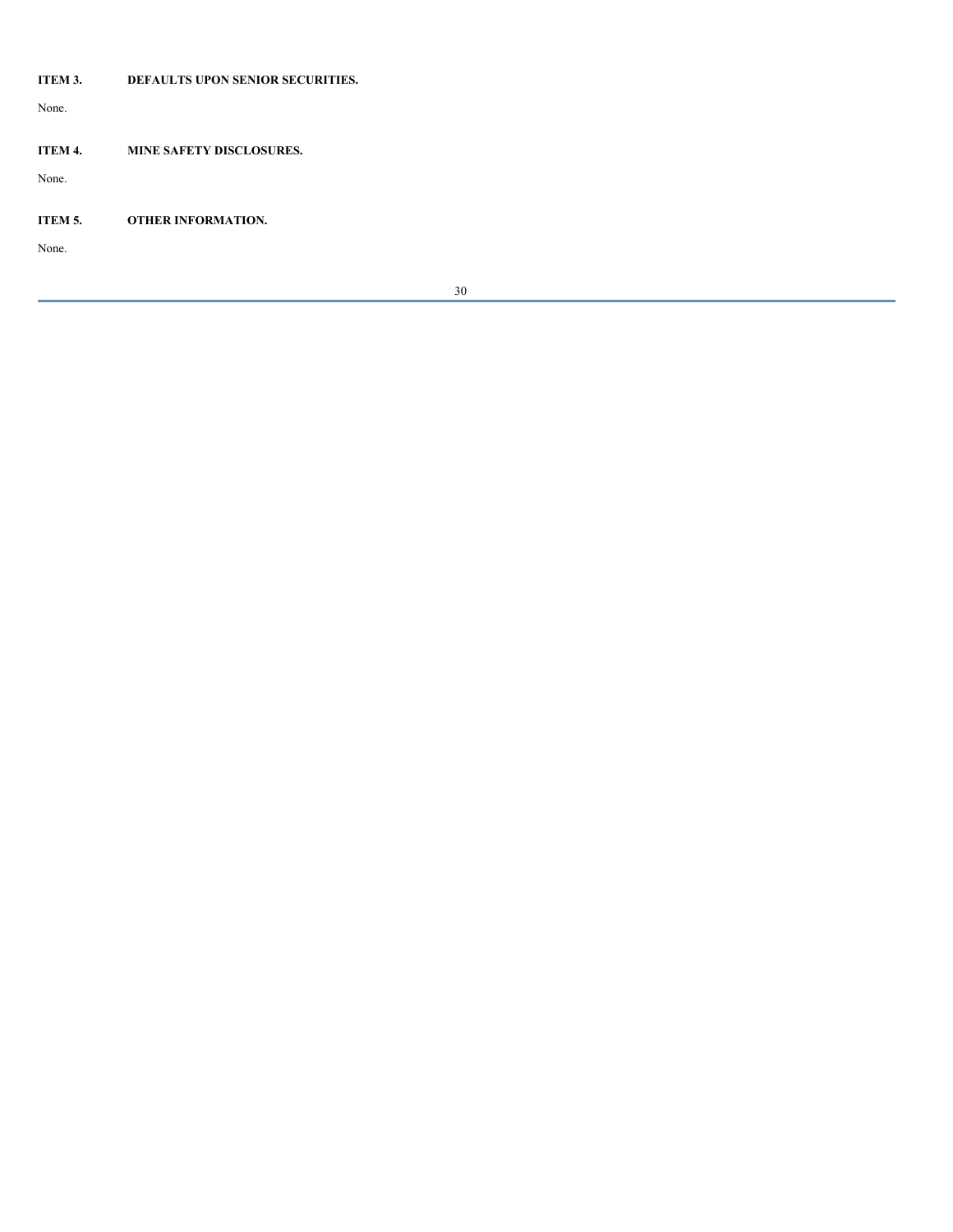## ITEM 3. DEFAULTS UPON SENIOR SECURITIES.

None.

## ITEM 4. MINE SAFETY DISCLOSURES.

None.

## ITEM 5. OTHER INFORMATION.

None.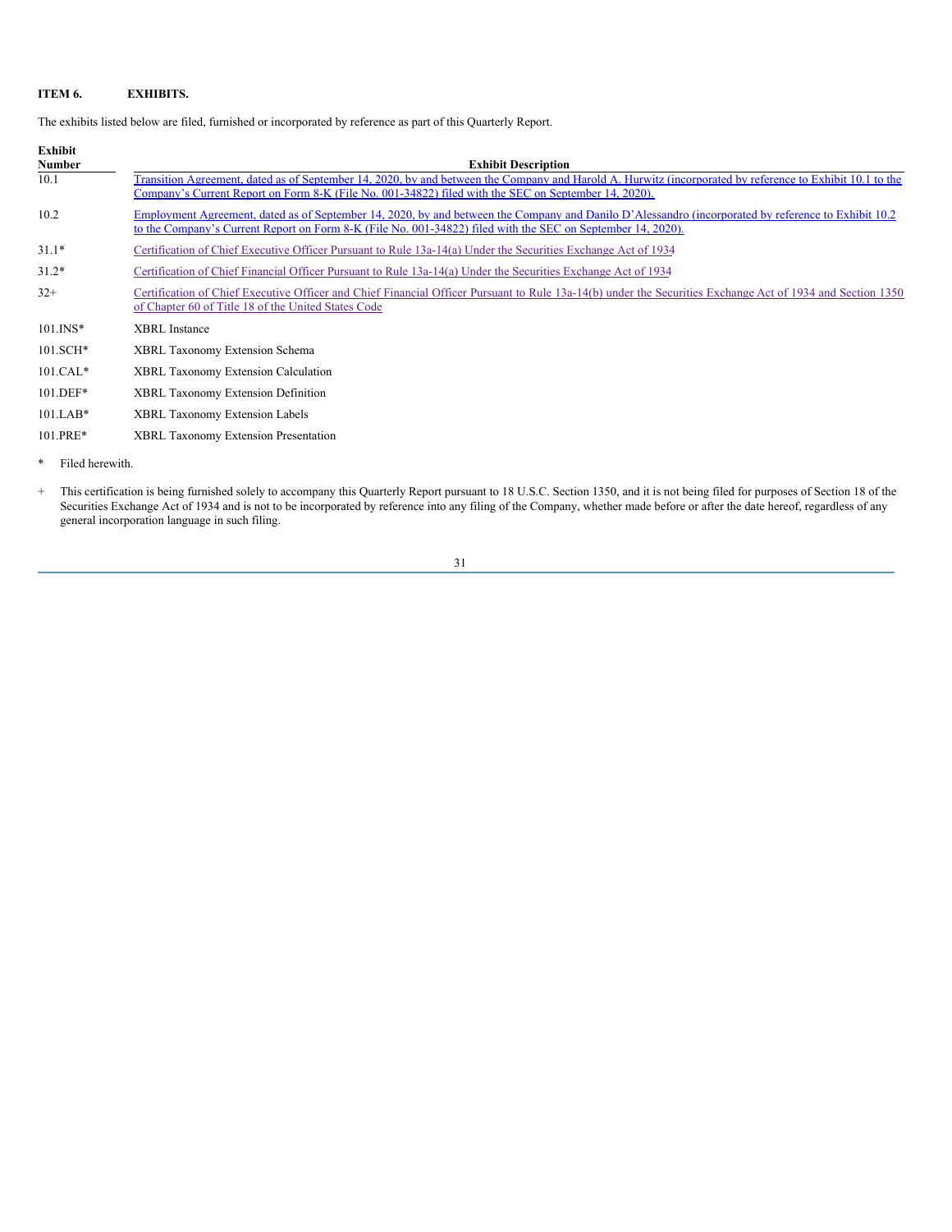**ITEM 6. EXHIBITS.**

The exhibits listed below are filed, furnished or incorporated by reference as part of this Quarterly Report.

| Exhibit Number | Exhibit Description |
| --- | --- |
| 10.1 | Transition Agreement, dated as of September 14, 2020, by and between the Company and Harold A. Hurwitz (incorporated by reference to Exhibit 10.1 to the Company's Current Report on Form 8-K (File No. 001-34822) filed with the SEC on September 14, 2020). |
| 10.2 | Employment Agreement, dated as of September 14, 2020, by and between the Company and Danilo D'Alessandro (incorporated by reference to Exhibit 10.2 to the Company's Current Report on Form 8-K (File No. 001-34822) filed with the SEC on September 14, 2020). |
| 31.1* | Certification of Chief Executive Officer Pursuant to Rule 13a-14(a) Under the Securities Exchange Act of 1934 |
| 31.2* | Certification of Chief Financial Officer Pursuant to Rule 13a-14(a) Under the Securities Exchange Act of 1934 |
| 32+ | Certification of Chief Executive Officer and Chief Financial Officer Pursuant to Rule 13a-14(b) under the Securities Exchange Act of 1934 and Section 1350 of Chapter 60 of Title 18 of the United States Code |
| 101.INS* | XBRL Instance |
| 101.SCH* | XBRL Taxonomy Extension Schema |
| 101.CAL* | XBRL Taxonomy Extension Calculation |
| 101.DEF* | XBRL Taxonomy Extension Definition |
| 101.LAB* | XBRL Taxonomy Extension Labels |
| 101.PRE* | XBRL Taxonomy Extension Presentation |

\* Filed herewith.

\+ This certification is being furnished solely to accompany this Quarterly Report pursuant to 18 U.S.C. Section 1350, and it is not being filed for purposes of Section 18 of the Securities Exchange Act of 1934 and is not to be incorporated by reference into any filing of the Company, whether made before or after the date hereof, regardless of any general incorporation language in such filing.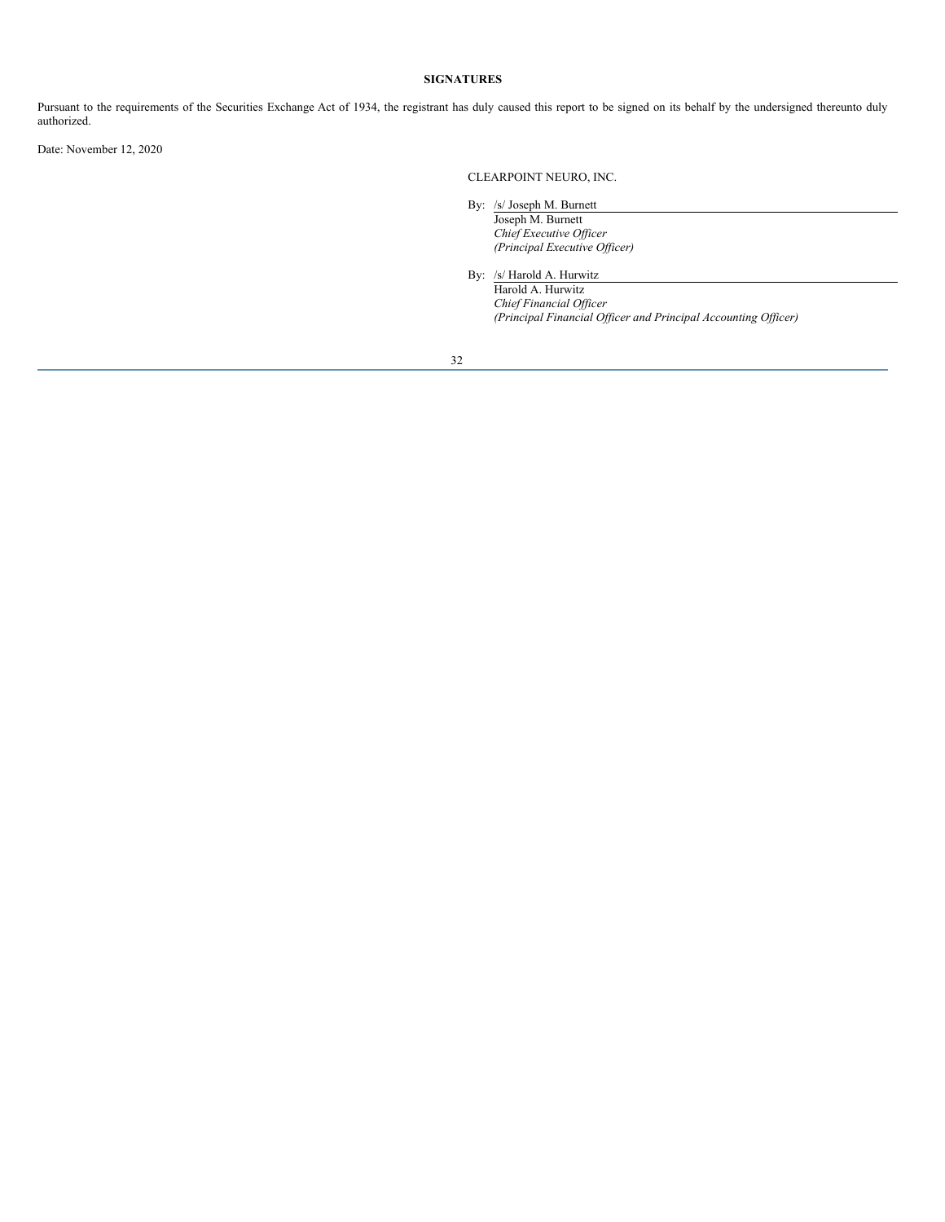## SIGNATURES

Pursuant to the requirements of the Securities Exchange Act of 1934, the registrant has duly caused this report to be signed on its behalf by the undersigned thereunto duly authorized.

Date: November 12, 2020

CLEARPOINT NEURO, INC.

By: /s/ Joseph M. Burnett
Joseph M. Burnett
*Chief Executive Officer*
*(Principal Executive Officer)*

By: /s/ Harold A. Hurwitz
Harold A. Hurwitz
*Chief Financial Officer*
*(Principal Financial Officer and Principal Accounting Officer)*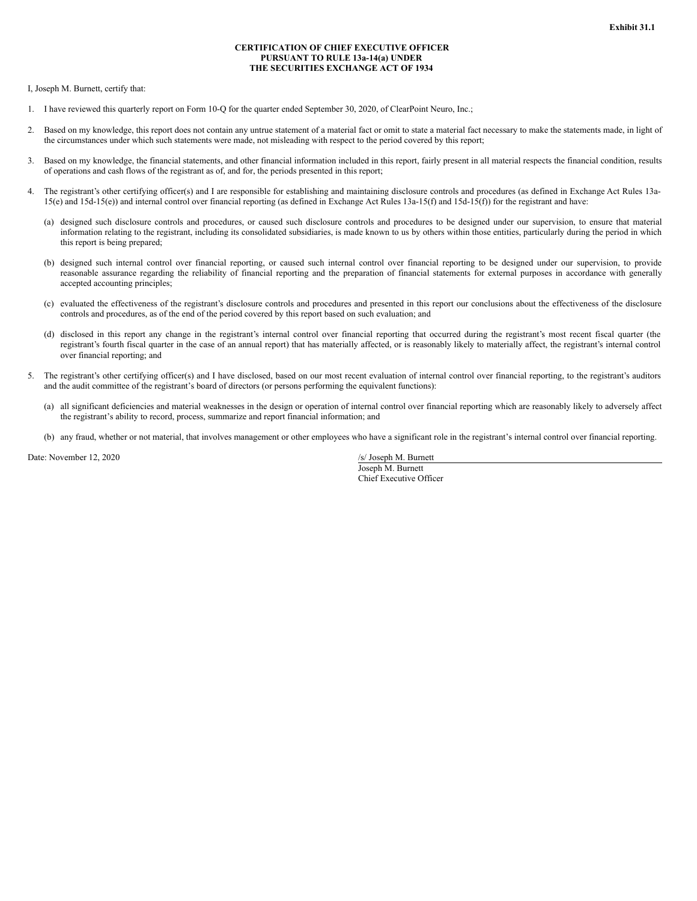Exhibit 31.1

**CERTIFICATION OF CHIEF EXECUTIVE OFFICER**
**PURSUANT TO RULE 13a-14(a) UNDER**
**THE SECURITIES EXCHANGE ACT OF 1934**

I, Joseph M. Burnett, certify that:

1. I have reviewed this quarterly report on Form 10-Q for the quarter ended September 30, 2020, of ClearPoint Neuro, Inc.;

2. Based on my knowledge, this report does not contain any untrue statement of a material fact or omit to state a material fact necessary to make the statements made, in light of the circumstances under which such statements were made, not misleading with respect to the period covered by this report;

3. Based on my knowledge, the financial statements, and other financial information included in this report, fairly present in all material respects the financial condition, results of operations and cash flows of the registrant as of, and for, the periods presented in this report;

4. The registrant's other certifying officer(s) and I are responsible for establishing and maintaining disclosure controls and procedures (as defined in Exchange Act Rules 13a-15(e) and 15d-15(e)) and internal control over financial reporting (as defined in Exchange Act Rules 13a-15(f) and 15d-15(f)) for the registrant and have:

   (a) designed such disclosure controls and procedures, or caused such disclosure controls and procedures to be designed under our supervision, to ensure that material information relating to the registrant, including its consolidated subsidiaries, is made known to us by others within those entities, particularly during the period in which this report is being prepared;

   (b) designed such internal control over financial reporting, or caused such internal control over financial reporting to be designed under our supervision, to provide reasonable assurance regarding the reliability of financial reporting and the preparation of financial statements for external purposes in accordance with generally accepted accounting principles;

   (c) evaluated the effectiveness of the registrant's disclosure controls and procedures and presented in this report our conclusions about the effectiveness of the disclosure controls and procedures, as of the end of the period covered by this report based on such evaluation; and

   (d) disclosed in this report any change in the registrant's internal control over financial reporting that occurred during the registrant's most recent fiscal quarter (the registrant's fourth fiscal quarter in the case of an annual report) that has materially affected, or is reasonably likely to materially affect, the registrant's internal control over financial reporting; and

5. The registrant's other certifying officer(s) and I have disclosed, based on our most recent evaluation of internal control over financial reporting, to the registrant's auditors and the audit committee of the registrant's board of directors (or persons performing the equivalent functions):

   (a) all significant deficiencies and material weaknesses in the design or operation of internal control over financial reporting which are reasonably likely to adversely affect the registrant's ability to record, process, summarize and report financial information; and

   (b) any fraud, whether or not material, that involves management or other employees who have a significant role in the registrant's internal control over financial reporting.

Date: November 12, 2020

/s/ Joseph M. Burnett
Joseph M. Burnett
Chief Executive Officer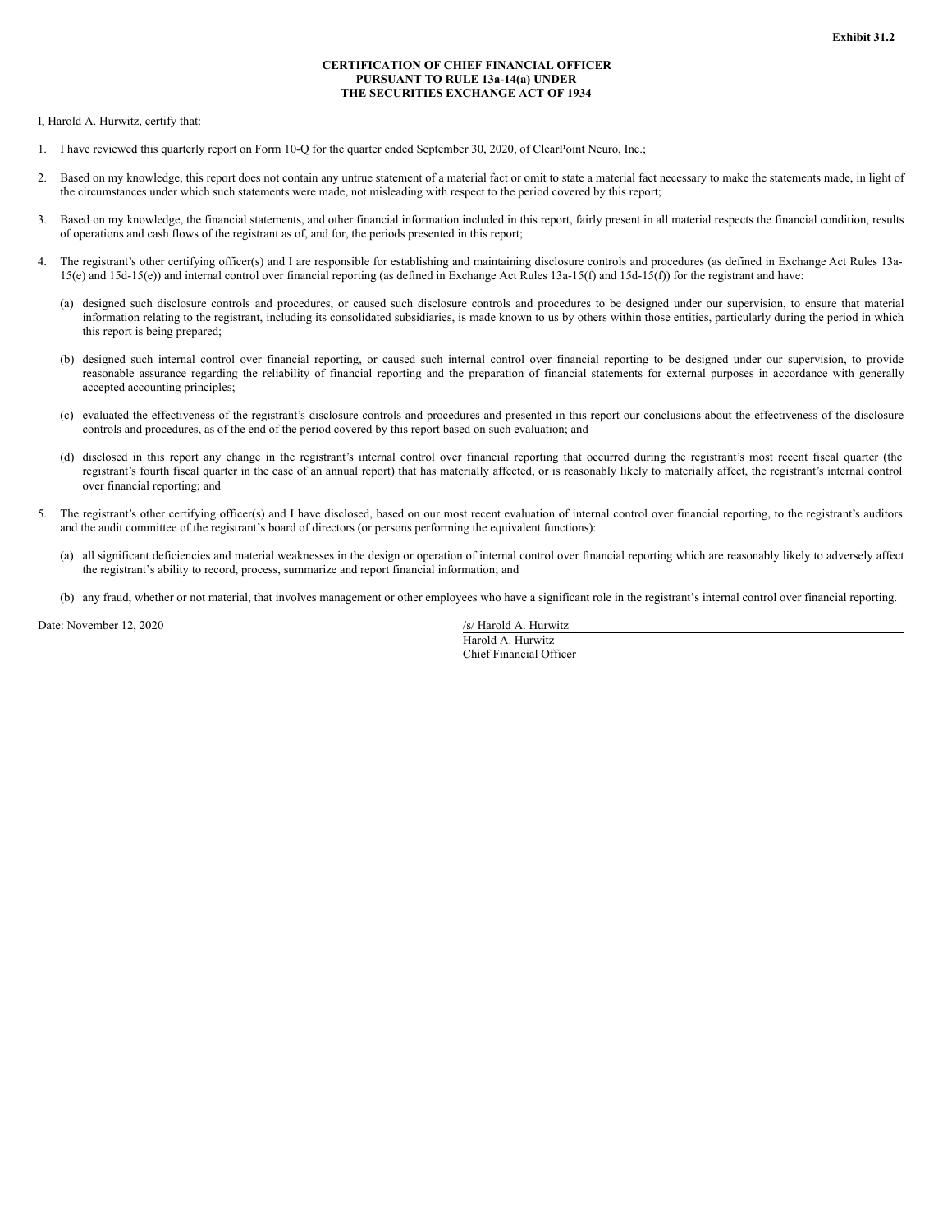**Exhibit 31.2**

**CERTIFICATION OF CHIEF FINANCIAL OFFICER**
**PURSUANT TO RULE 13a-14(a) UNDER**
**THE SECURITIES EXCHANGE ACT OF 1934**

I, Harold A. Hurwitz, certify that:

1. I have reviewed this quarterly report on Form 10-Q for the quarter ended September 30, 2020, of ClearPoint Neuro, Inc.;

2. Based on my knowledge, this report does not contain any untrue statement of a material fact or omit to state a material fact necessary to make the statements made, in light of the circumstances under which such statements were made, not misleading with respect to the period covered by this report;

3. Based on my knowledge, the financial statements, and other financial information included in this report, fairly present in all material respects the financial condition, results of operations and cash flows of the registrant as of, and for, the periods presented in this report;

4. The registrant's other certifying officer(s) and I are responsible for establishing and maintaining disclosure controls and procedures (as defined in Exchange Act Rules 13a-15(e) and 15d-15(e)) and internal control over financial reporting (as defined in Exchange Act Rules 13a-15(f) and 15d-15(f)) for the registrant and have:

   (a) designed such disclosure controls and procedures, or caused such disclosure controls and procedures to be designed under our supervision, to ensure that material information relating to the registrant, including its consolidated subsidiaries, is made known to us by others within those entities, particularly during the period in which this report is being prepared;

   (b) designed such internal control over financial reporting, or caused such internal control over financial reporting to be designed under our supervision, to provide reasonable assurance regarding the reliability of financial reporting and the preparation of financial statements for external purposes in accordance with generally accepted accounting principles;

   (c) evaluated the effectiveness of the registrant's disclosure controls and procedures and presented in this report our conclusions about the effectiveness of the disclosure controls and procedures, as of the end of the period covered by this report based on such evaluation; and

   (d) disclosed in this report any change in the registrant's internal control over financial reporting that occurred during the registrant's most recent fiscal quarter (the registrant's fourth fiscal quarter in the case of an annual report) that has materially affected, or is reasonably likely to materially affect, the registrant's internal control over financial reporting; and

5. The registrant's other certifying officer(s) and I have disclosed, based on our most recent evaluation of internal control over financial reporting, to the registrant's auditors and the audit committee of the registrant's board of directors (or persons performing the equivalent functions):

   (a) all significant deficiencies and material weaknesses in the design or operation of internal control over financial reporting which are reasonably likely to adversely affect the registrant's ability to record, process, summarize and report financial information; and

   (b) any fraud, whether or not material, that involves management or other employees who have a significant role in the registrant's internal control over financial reporting.

Date: November 12, 2020

/s/ Harold A. Hurwitz
Harold A. Hurwitz
Chief Financial Officer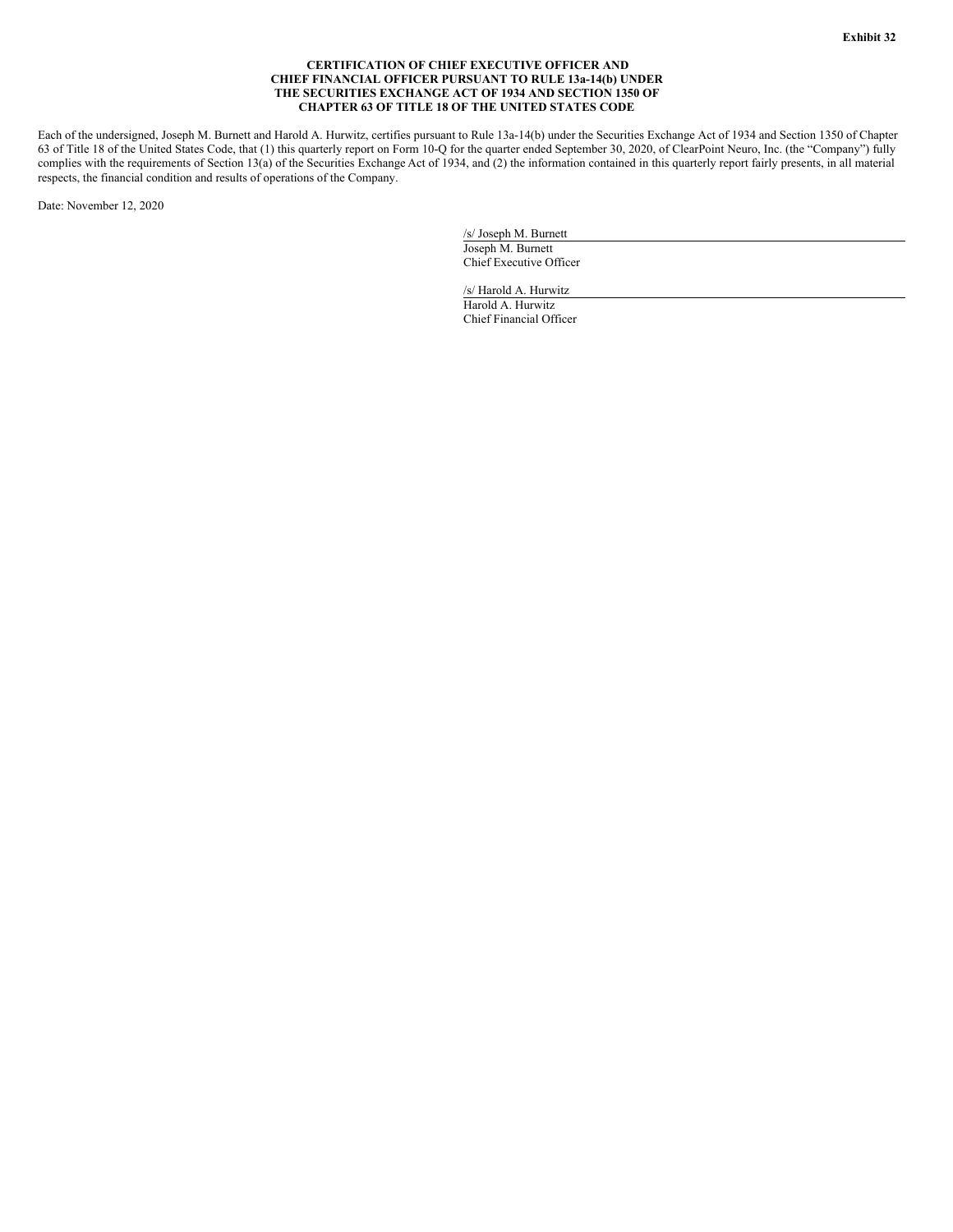**Exhibit 32**

**CERTIFICATION OF CHIEF EXECUTIVE OFFICER AND CHIEF FINANCIAL OFFICER PURSUANT TO RULE 13a-14(b) UNDER THE SECURITIES EXCHANGE ACT OF 1934 AND SECTION 1350 OF CHAPTER 63 OF TITLE 18 OF THE UNITED STATES CODE**

Each of the undersigned, Joseph M. Burnett and Harold A. Hurwitz, certifies pursuant to Rule 13a-14(b) under the Securities Exchange Act of 1934 and Section 1350 of Chapter 63 of Title 18 of the United States Code, that (1) this quarterly report on Form 10-Q for the quarter ended September 30, 2020, of ClearPoint Neuro, Inc. (the "Company") fully complies with the requirements of Section 13(a) of the Securities Exchange Act of 1934, and (2) the information contained in this quarterly report fairly presents, in all material respects, the financial condition and results of operations of the Company.

Date: November 12, 2020

/s/ Joseph M. Burnett
Joseph M. Burnett
Chief Executive Officer

/s/ Harold A. Hurwitz
Harold A. Hurwitz
Chief Financial Officer